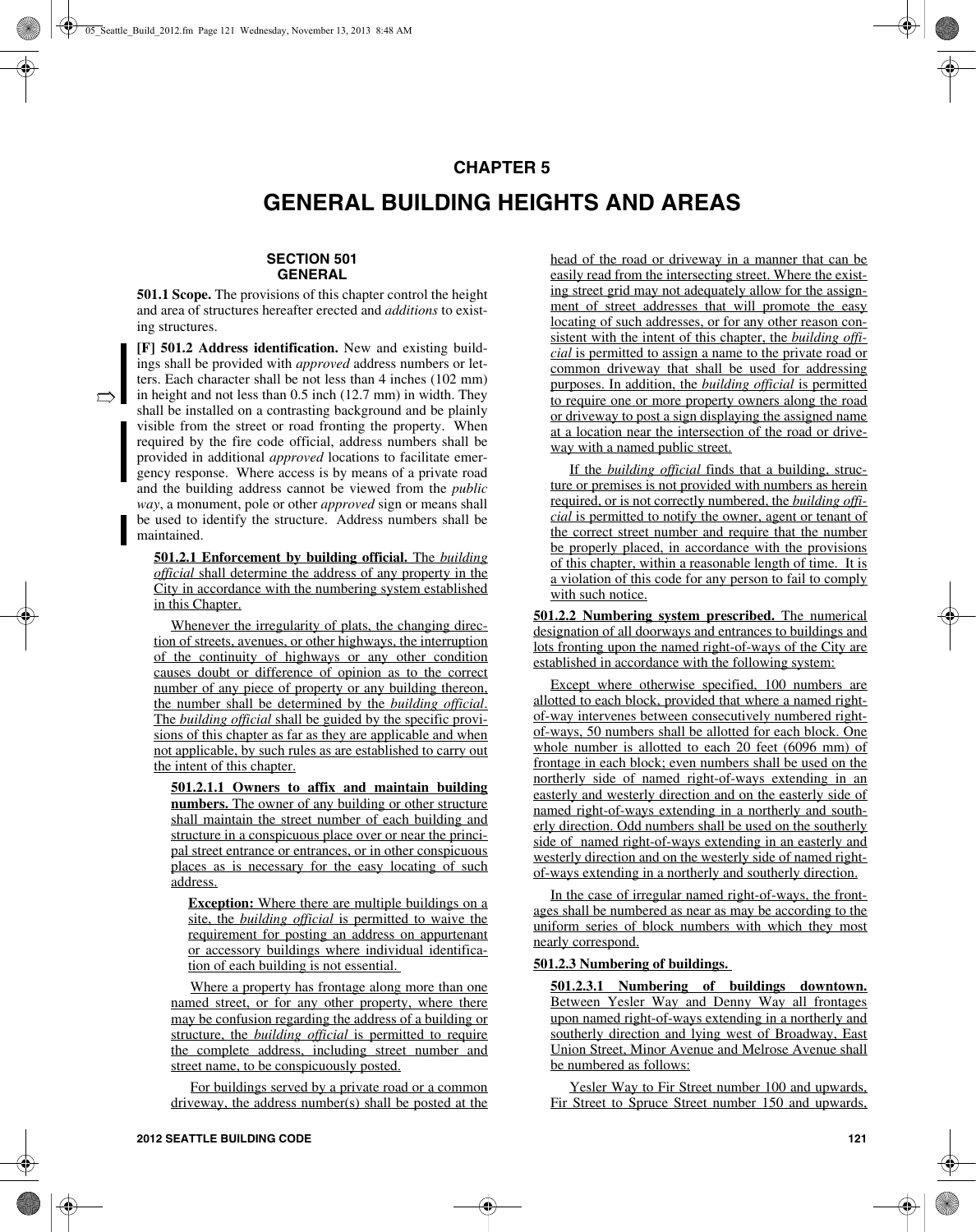# CHAPTER 5

# GENERAL BUILDING HEIGHTS AND AREAS

## SECTION 501
## GENERAL

**501.1 Scope.** The provisions of this chapter control the height and area of structures hereafter erected and *additions* to existing structures.

**[F] 501.2 Address identification.** New and existing buildings shall be provided with *approved* address numbers or letters. Each character shall be not less than 4 inches (102 mm) in height and not less than 0.5 inch (12.7 mm) in width. They shall be installed on a contrasting background and be plainly visible from the street or road fronting the property. When required by the fire code official, address numbers shall be provided in additional *approved* locations to facilitate emergency response. Where access is by means of a private road and the building address cannot be viewed from the *public way*, a monument, pole or other *approved* sign or means shall be used to identify the structure. Address numbers shall be maintained.

**501.2.1 Enforcement by building official.** The *building official* shall determine the address of any property in the City in accordance with the numbering system established in this Chapter.

Whenever the irregularity of plats, the changing direction of streets, avenues, or other highways, the interruption of the continuity of highways or any other condition causes doubt or difference of opinion as to the correct number of any piece of property or any building thereon, the number shall be determined by the *building official*. The *building official* shall be guided by the specific provisions of this chapter as far as they are applicable and when not applicable, by such rules as are established to carry out the intent of this chapter.

**501.2.1.1 Owners to affix and maintain building numbers.** The owner of any building or other structure shall maintain the street number of each building and structure in a conspicuous place over or near the principal street entrance or entrances, or in other conspicuous places as is necessary for the easy locating of such address.

**Exception:** Where there are multiple buildings on a site, the *building official* is permitted to waive the requirement for posting an address on appurtenant or accessory buildings where individual identification of each building is not essential.

Where a property has frontage along more than one named street, or for any other property, where there may be confusion regarding the address of a building or structure, the *building official* is permitted to require the complete address, including street number and street name, to be conspicuously posted.

For buildings served by a private road or a common driveway, the address number(s) shall be posted at the head of the road or driveway in a manner that can be easily read from the intersecting street. Where the existing street grid may not adequately allow for the assignment of street addresses that will promote the easy locating of such addresses, or for any other reason consistent with the intent of this chapter, the *building official* is permitted to assign a name to the private road or common driveway that shall be used for addressing purposes. In addition, the *building official* is permitted to require one or more property owners along the road or driveway to post a sign displaying the assigned name at a location near the intersection of the road or driveway with a named public street.

If the *building official* finds that a building, structure or premises is not provided with numbers as herein required, or is not correctly numbered, the *building official* is permitted to notify the owner, agent or tenant of the correct street number and require that the number be properly placed, in accordance with the provisions of this chapter, within a reasonable length of time. It is a violation of this code for any person to fail to comply with such notice.

**501.2.2 Numbering system prescribed.** The numerical designation of all doorways and entrances to buildings and lots fronting upon the named right-of-ways of the City are established in accordance with the following system:

Except where otherwise specified, 100 numbers are allotted to each block, provided that where a named right-of-way intervenes between consecutively numbered right-of-ways, 50 numbers shall be allotted for each block. One whole number is allotted to each 20 feet (6096 mm) of frontage in each block; even numbers shall be used on the northerly side of named right-of-ways extending in an easterly and westerly direction and on the easterly side of named right-of-ways extending in a northerly and southerly direction. Odd numbers shall be used on the southerly side of named right-of-ways extending in an easterly and westerly direction and on the westerly side of named right-of-ways extending in a northerly and southerly direction.

In the case of irregular named right-of-ways, the frontages shall be numbered as near as may be according to the uniform series of block numbers with which they most nearly correspond.

**501.2.3 Numbering of buildings.**

**501.2.3.1 Numbering of buildings downtown.** Between Yesler Way and Denny Way all frontages upon named right-of-ways extending in a northerly and southerly direction and lying west of Broadway, East Union Street, Minor Avenue and Melrose Avenue shall be numbered as follows:

Yesler Way to Fir Street number 100 and upwards, Fir Street to Spruce Street number 150 and upwards,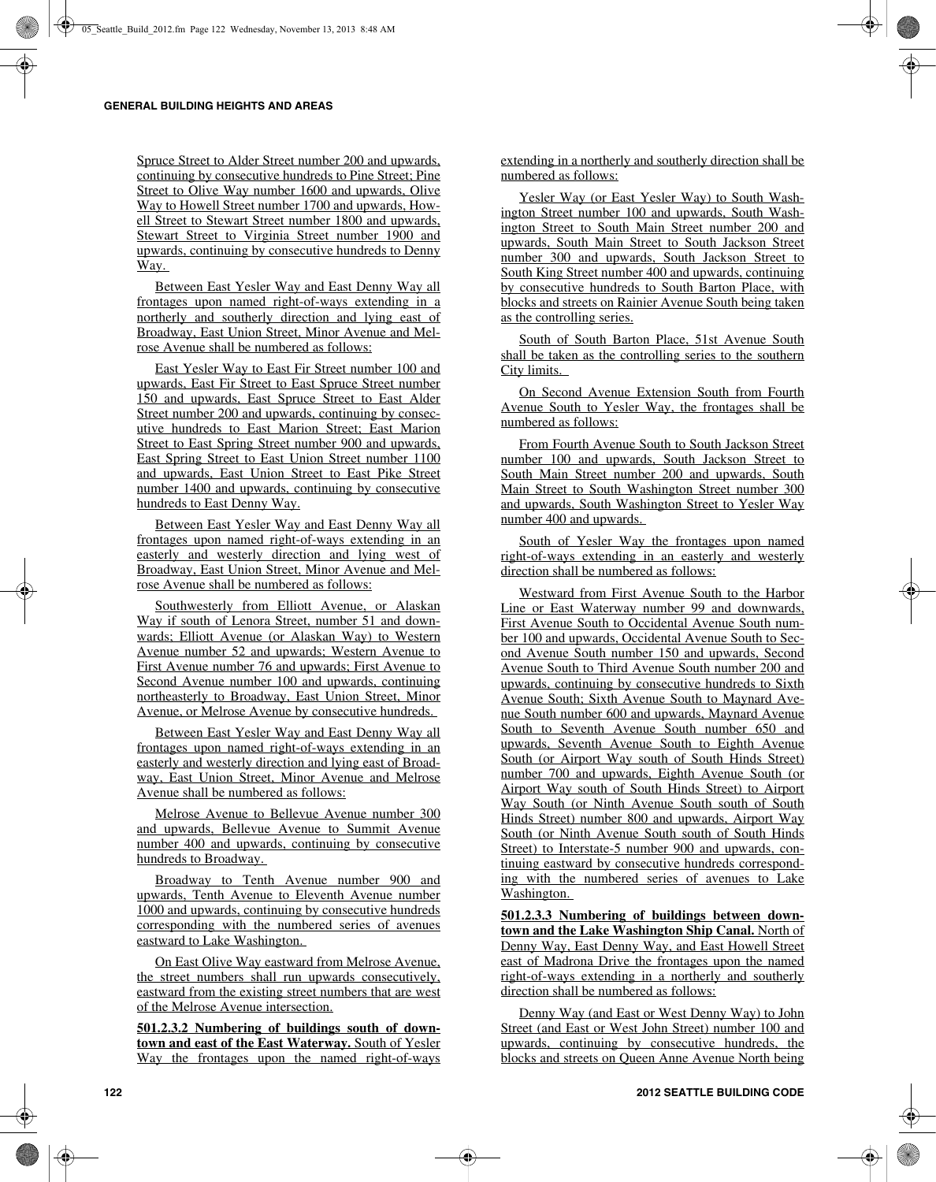Spruce Street to Alder Street number 200 and upwards, continuing by consecutive hundreds to Pine Street; Pine Street to Olive Way number 1600 and upwards, Olive Way to Howell Street number 1700 and upwards, Howell Street to Stewart Street number 1800 and upwards, Stewart Street to Virginia Street number 1900 and upwards, continuing by consecutive hundreds to Denny Way.

Between East Yesler Way and East Denny Way all frontages upon named right-of-ways extending in a northerly and southerly direction and lying east of Broadway, East Union Street, Minor Avenue and Melrose Avenue shall be numbered as follows:

East Yesler Way to East Fir Street number 100 and upwards, East Fir Street to East Spruce Street number 150 and upwards, East Spruce Street to East Alder Street number 200 and upwards, continuing by consecutive hundreds to East Marion Street; East Marion Street to East Spring Street number 900 and upwards, East Spring Street to East Union Street number 1100 and upwards, East Union Street to East Pike Street number 1400 and upwards, continuing by consecutive hundreds to East Denny Way.

Between East Yesler Way and East Denny Way all frontages upon named right-of-ways extending in an easterly and westerly direction and lying west of Broadway, East Union Street, Minor Avenue and Melrose Avenue shall be numbered as follows:

Southwesterly from Elliott Avenue, or Alaskan Way if south of Lenora Street, number 51 and downwards; Elliott Avenue (or Alaskan Way) to Western Avenue number 52 and upwards; Western Avenue to First Avenue number 76 and upwards; First Avenue to Second Avenue number 100 and upwards, continuing northeasterly to Broadway, East Union Street, Minor Avenue, or Melrose Avenue by consecutive hundreds.

Between East Yesler Way and East Denny Way all frontages upon named right-of-ways extending in an easterly and westerly direction and lying east of Broadway, East Union Street, Minor Avenue and Melrose Avenue shall be numbered as follows:

Melrose Avenue to Bellevue Avenue number 300 and upwards, Bellevue Avenue to Summit Avenue number 400 and upwards, continuing by consecutive hundreds to Broadway.

Broadway to Tenth Avenue number 900 and upwards, Tenth Avenue to Eleventh Avenue number 1000 and upwards, continuing by consecutive hundreds corresponding with the numbered series of avenues eastward to Lake Washington.

On East Olive Way eastward from Melrose Avenue, the street numbers shall run upwards consecutively, eastward from the existing street numbers that are west of the Melrose Avenue intersection.

**501.2.3.2 Numbering of buildings south of downtown and east of the East Waterway.** South of Yesler Way the frontages upon the named right-of-ways extending in a northerly and southerly direction shall be numbered as follows:

Yesler Way (or East Yesler Way) to South Washington Street number 100 and upwards, South Washington Street to South Main Street number 200 and upwards, South Main Street to South Jackson Street number 300 and upwards, South Jackson Street to South King Street number 400 and upwards, continuing by consecutive hundreds to South Barton Place, with blocks and streets on Rainier Avenue South being taken as the controlling series.

South of South Barton Place, 51st Avenue South shall be taken as the controlling series to the southern City limits.

On Second Avenue Extension South from Fourth Avenue South to Yesler Way, the frontages shall be numbered as follows:

From Fourth Avenue South to South Jackson Street number 100 and upwards, South Jackson Street to South Main Street number 200 and upwards, South Main Street to South Washington Street number 300 and upwards, South Washington Street to Yesler Way number 400 and upwards.

South of Yesler Way the frontages upon named right-of-ways extending in an easterly and westerly direction shall be numbered as follows:

Westward from First Avenue South to the Harbor Line or East Waterway number 99 and downwards, First Avenue South to Occidental Avenue South number 100 and upwards, Occidental Avenue South to Second Avenue South number 150 and upwards, Second Avenue South to Third Avenue South number 200 and upwards, continuing by consecutive hundreds to Sixth Avenue South; Sixth Avenue South to Maynard Avenue South number 600 and upwards, Maynard Avenue South to Seventh Avenue South number 650 and upwards, Seventh Avenue South to Eighth Avenue South (or Airport Way south of South Hinds Street) number 700 and upwards, Eighth Avenue South (or Airport Way south of South Hinds Street) to Airport Way South (or Ninth Avenue South south of South Hinds Street) number 800 and upwards, Airport Way South (or Ninth Avenue South south of South Hinds Street) to Interstate-5 number 900 and upwards, continuing eastward by consecutive hundreds corresponding with the numbered series of avenues to Lake Washington.

**501.2.3.3 Numbering of buildings between downtown and the Lake Washington Ship Canal.** North of Denny Way, East Denny Way, and East Howell Street east of Madrona Drive the frontages upon the named right-of-ways extending in a northerly and southerly direction shall be numbered as follows:

Denny Way (and East or West Denny Way) to John Street (and East or West John Street) number 100 and upwards, continuing by consecutive hundreds, the blocks and streets on Queen Anne Avenue North being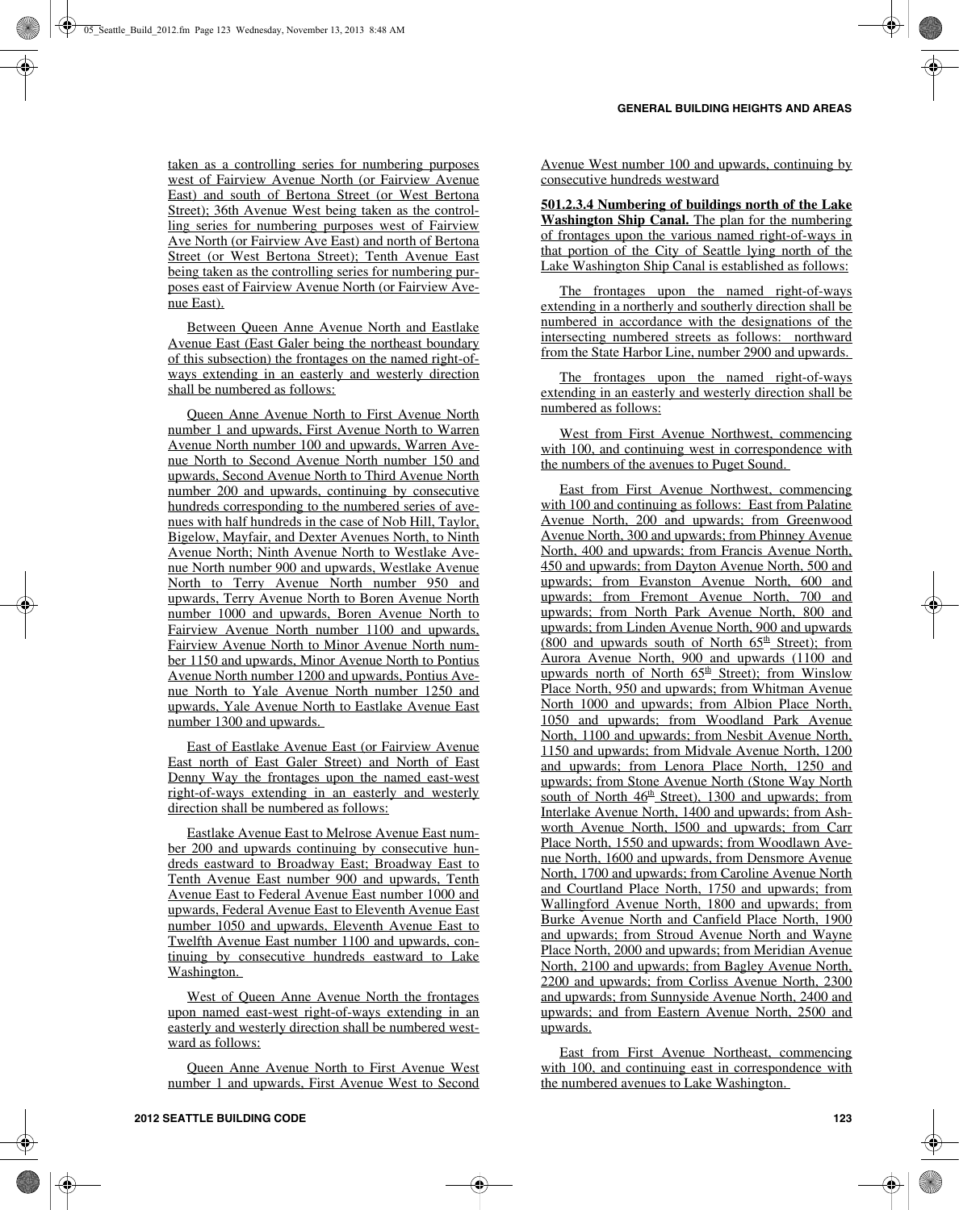taken as a controlling series for numbering purposes west of Fairview Avenue North (or Fairview Avenue East) and south of Bertona Street (or West Bertona Street); 36th Avenue West being taken as the controlling series for numbering purposes west of Fairview Ave North (or Fairview Ave East) and north of Bertona Street (or West Bertona Street); Tenth Avenue East being taken as the controlling series for numbering purposes east of Fairview Avenue North (or Fairview Avenue East).

Between Queen Anne Avenue North and Eastlake Avenue East (East Galer being the northeast boundary of this subsection) the frontages on the named right-of-ways extending in an easterly and westerly direction shall be numbered as follows:

Queen Anne Avenue North to First Avenue North number 1 and upwards, First Avenue North to Warren Avenue North number 100 and upwards, Warren Avenue North to Second Avenue North number 150 and upwards, Second Avenue North to Third Avenue North number 200 and upwards, continuing by consecutive hundreds corresponding to the numbered series of avenues with half hundreds in the case of Nob Hill, Taylor, Bigelow, Mayfair, and Dexter Avenues North, to Ninth Avenue North; Ninth Avenue North to Westlake Avenue North number 900 and upwards, Westlake Avenue North to Terry Avenue North number 950 and upwards, Terry Avenue North to Boren Avenue North number 1000 and upwards, Boren Avenue North to Fairview Avenue North number 1100 and upwards, Fairview Avenue North to Minor Avenue North number 1150 and upwards, Minor Avenue North to Pontius Avenue North number 1200 and upwards, Pontius Avenue North to Yale Avenue North number 1250 and upwards, Yale Avenue North to Eastlake Avenue East number 1300 and upwards.

East of Eastlake Avenue East (or Fairview Avenue East north of East Galer Street) and North of East Denny Way the frontages upon the named east-west right-of-ways extending in an easterly and westerly direction shall be numbered as follows:

Eastlake Avenue East to Melrose Avenue East number 200 and upwards continuing by consecutive hundreds eastward to Broadway East; Broadway East to Tenth Avenue East number 900 and upwards, Tenth Avenue East to Federal Avenue East number 1000 and upwards, Federal Avenue East to Eleventh Avenue East number 1050 and upwards, Eleventh Avenue East to Twelfth Avenue East number 1100 and upwards, continuing by consecutive hundreds eastward to Lake Washington.

West of Queen Anne Avenue North the frontages upon named east-west right-of-ways extending in an easterly and westerly direction shall be numbered westward as follows:

Queen Anne Avenue North to First Avenue West number 1 and upwards, First Avenue West to Second Avenue West number 100 and upwards, continuing by consecutive hundreds westward

**501.2.3.4 Numbering of buildings north of the Lake Washington Ship Canal.** The plan for the numbering of frontages upon the various named right-of-ways in that portion of the City of Seattle lying north of the Lake Washington Ship Canal is established as follows:

The frontages upon the named right-of-ways extending in a northerly and southerly direction shall be numbered in accordance with the designations of the intersecting numbered streets as follows: northward from the State Harbor Line, number 2900 and upwards.

The frontages upon the named right-of-ways extending in an easterly and westerly direction shall be numbered as follows:

West from First Avenue Northwest, commencing with 100, and continuing west in correspondence with the numbers of the avenues to Puget Sound.

East from First Avenue Northwest, commencing with 100 and continuing as follows: East from Palatine Avenue North, 200 and upwards; from Greenwood Avenue North, 300 and upwards; from Phinney Avenue North, 400 and upwards; from Francis Avenue North, 450 and upwards; from Dayton Avenue North, 500 and upwards; from Evanston Avenue North, 600 and upwards; from Fremont Avenue North, 700 and upwards; from North Park Avenue North, 800 and upwards; from Linden Avenue North, 900 and upwards (800 and upwards south of North 65th Street); from Aurora Avenue North, 900 and upwards (1100 and upwards north of North 65th Street); from Winslow Place North, 950 and upwards; from Whitman Avenue North 1000 and upwards; from Albion Place North, 1050 and upwards; from Woodland Park Avenue North, 1100 and upwards; from Nesbit Avenue North, 1150 and upwards; from Midvale Avenue North, 1200 and upwards; from Lenora Place North, 1250 and upwards; from Stone Avenue North (Stone Way North south of North 46th Street), 1300 and upwards; from Interlake Avenue North, 1400 and upwards; from Ashworth Avenue North, l500 and upwards; from Carr Place North, 1550 and upwards; from Woodlawn Avenue North, 1600 and upwards, from Densmore Avenue North, 1700 and upwards; from Caroline Avenue North and Courtland Place North, 1750 and upwards; from Wallingford Avenue North, 1800 and upwards; from Burke Avenue North and Canfield Place North, 1900 and upwards; from Stroud Avenue North and Wayne Place North, 2000 and upwards; from Meridian Avenue North, 2100 and upwards; from Bagley Avenue North, 2200 and upwards; from Corliss Avenue North, 2300 and upwards; from Sunnyside Avenue North, 2400 and upwards; and from Eastern Avenue North, 2500 and upwards.

East from First Avenue Northeast, commencing with 100, and continuing east in correspondence with the numbered avenues to Lake Washington.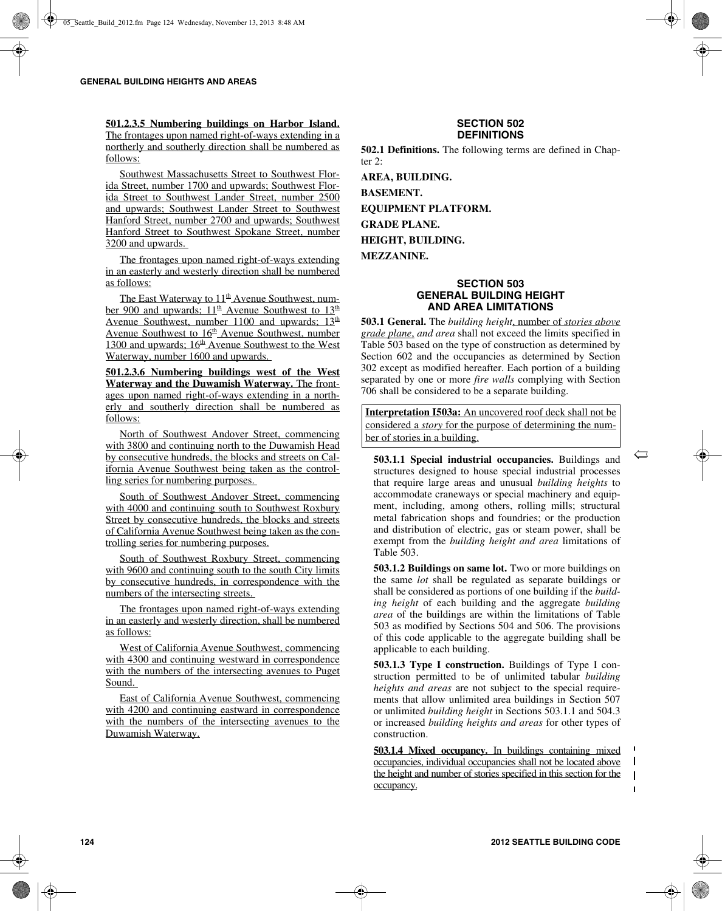**501.2.3.5 Numbering buildings on Harbor Island.** The frontages upon named right-of-ways extending in a northerly and southerly direction shall be numbered as follows:

Southwest Massachusetts Street to Southwest Florida Street, number 1700 and upwards; Southwest Florida Street to Southwest Lander Street, number 2500 and upwards; Southwest Lander Street to Southwest Hanford Street, number 2700 and upwards; Southwest Hanford Street to Southwest Spokane Street, number 3200 and upwards.

The frontages upon named right-of-ways extending in an easterly and westerly direction shall be numbered as follows:

The East Waterway to 11th Avenue Southwest, number 900 and upwards; 11th Avenue Southwest to 13th Avenue Southwest, number 1100 and upwards; 13th Avenue Southwest to 16th Avenue Southwest, number 1300 and upwards; 16th Avenue Southwest to the West Waterway, number 1600 and upwards.

**501.2.3.6 Numbering buildings west of the West Waterway and the Duwamish Waterway.** The frontages upon named right-of-ways extending in a northerly and southerly direction shall be numbered as follows:

North of Southwest Andover Street, commencing with 3800 and continuing north to the Duwamish Head by consecutive hundreds, the blocks and streets on California Avenue Southwest being taken as the controlling series for numbering purposes.

South of Southwest Andover Street, commencing with 4000 and continuing south to Southwest Roxbury Street by consecutive hundreds, the blocks and streets of California Avenue Southwest being taken as the controlling series for numbering purposes.

South of Southwest Roxbury Street, commencing with 9600 and continuing south to the south City limits by consecutive hundreds, in correspondence with the numbers of the intersecting streets.

The frontages upon named right-of-ways extending in an easterly and westerly direction, shall be numbered as follows:

West of California Avenue Southwest, commencing with 4300 and continuing westward in correspondence with the numbers of the intersecting avenues to Puget Sound.

East of California Avenue Southwest, commencing with 4200 and continuing eastward in correspondence with the numbers of the intersecting avenues to the Duwamish Waterway.

## SECTION 502 DEFINITIONS

**502.1 Definitions.** The following terms are defined in Chapter 2:

**AREA, BUILDING.**

**BASEMENT.**

**EQUIPMENT PLATFORM.**

**GRADE PLANE.**

**HEIGHT, BUILDING.**

**MEZZANINE.**

## SECTION 503 GENERAL BUILDING HEIGHT AND AREA LIMITATIONS

**503.1 General.** The *building height*, number of *stories above grade plane*, *and area* shall not exceed the limits specified in Table 503 based on the type of construction as determined by Section 602 and the occupancies as determined by Section 302 except as modified hereafter. Each portion of a building separated by one or more *fire walls* complying with Section 706 shall be considered to be a separate building.

> **Interpretation I503a:** An uncovered roof deck shall not be considered a *story* for the purpose of determining the number of stories in a building.

**503.1.1 Special industrial occupancies.** Buildings and structures designed to house special industrial processes that require large areas and unusual *building heights* to accommodate craneways or special machinery and equipment, including, among others, rolling mills; structural metal fabrication shops and foundries; or the production and distribution of electric, gas or steam power, shall be exempt from the *building height and area* limitations of Table 503.

**503.1.2 Buildings on same lot.** Two or more buildings on the same *lot* shall be regulated as separate buildings or shall be considered as portions of one building if the *building height* of each building and the aggregate *building area* of the buildings are within the limitations of Table 503 as modified by Sections 504 and 506. The provisions of this code applicable to the aggregate building shall be applicable to each building.

**503.1.3 Type I construction.** Buildings of Type I construction permitted to be of unlimited tabular *building heights and areas* are not subject to the special requirements that allow unlimited area buildings in Section 507 or unlimited *building height* in Sections 503.1.1 and 504.3 or increased *building heights and areas* for other types of construction.

**503.1.4 Mixed occupancy.** In buildings containing mixed occupancies, individual occupancies shall not be located above the height and number of stories specified in this section for the occupancy.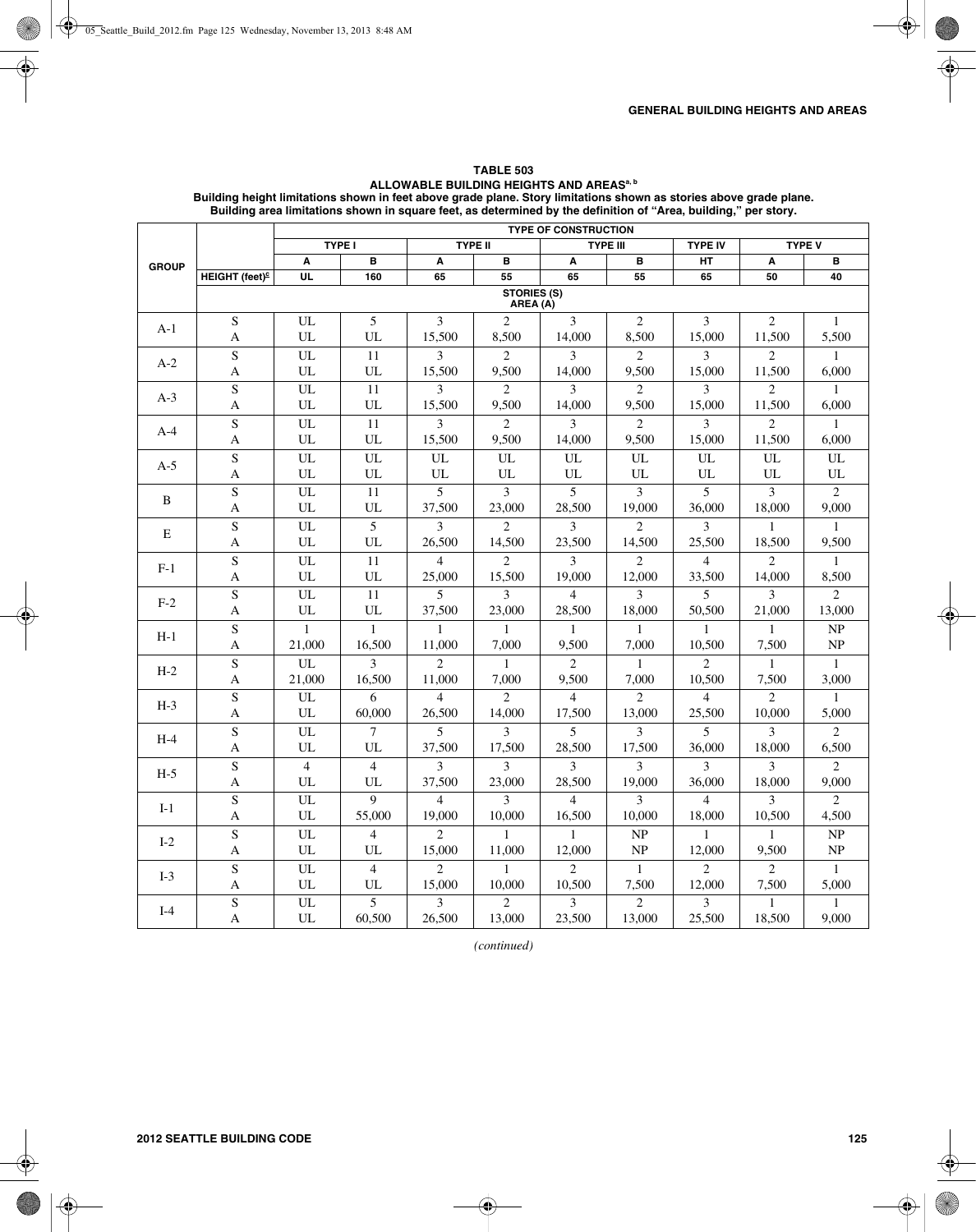**TABLE 503**
**ALLOWABLE BUILDING HEIGHTS AND AREAS[a, b]**
**Building height limitations shown in feet above grade plane. Story limitations shown as stories above grade plane.**
**Building area limitations shown in square feet, as determined by the definition of "Area, building," per story.**

| GROUP | | TYPE OF CONSTRUCTION | | | | | | | | |
|---|---|---|---|---|---|---|---|---|---|---|
| | | TYPE I | | TYPE II | | TYPE III | | TYPE IV | TYPE V | |
| | | A | B | A | B | A | B | HT | A | B |
| | HEIGHT (feet)[c] | UL | 160 | 65 | 55 | 65 | 55 | 65 | 50 | 40 |
| | | STORIES (S) AREA (A) | | | | | | | | |
| A-1 | S<br>A | UL<br>UL | 5<br>UL | 3<br>15,500 | 2<br>8,500 | 3<br>14,000 | 2<br>8,500 | 3<br>15,000 | 2<br>11,500 | 1<br>5,500 |
| A-2 | S<br>A | UL<br>UL | 11<br>UL | 3<br>15,500 | 2<br>9,500 | 3<br>14,000 | 2<br>9,500 | 3<br>15,000 | 2<br>11,500 | 1<br>6,000 |
| A-3 | S<br>A | UL<br>UL | 11<br>UL | 3<br>15,500 | 2<br>9,500 | 3<br>14,000 | 2<br>9,500 | 3<br>15,000 | 2<br>11,500 | 1<br>6,000 |
| A-4 | S<br>A | UL<br>UL | 11<br>UL | 3<br>15,500 | 2<br>9,500 | 3<br>14,000 | 2<br>9,500 | 3<br>15,000 | 2<br>11,500 | 1<br>6,000 |
| A-5 | S<br>A | UL<br>UL | UL<br>UL | UL<br>UL | UL<br>UL | UL<br>UL | UL<br>UL | UL<br>UL | UL<br>UL | UL<br>UL |
| B | S<br>A | UL<br>UL | 11<br>UL | 5<br>37,500 | 3<br>23,000 | 5<br>28,500 | 3<br>19,000 | 5<br>36,000 | 3<br>18,000 | 2<br>9,000 |
| E | S<br>A | UL<br>UL | 5<br>UL | 3<br>26,500 | 2<br>14,500 | 3<br>23,500 | 2<br>14,500 | 3<br>25,500 | 1<br>18,500 | 1<br>9,500 |
| F-1 | S<br>A | UL<br>UL | 11<br>UL | 4<br>25,000 | 2<br>15,500 | 3<br>19,000 | 2<br>12,000 | 4<br>33,500 | 2<br>14,000 | 1<br>8,500 |
| F-2 | S<br>A | UL<br>UL | 11<br>UL | 5<br>37,500 | 3<br>23,000 | 4<br>28,500 | 3<br>18,000 | 5<br>50,500 | 3<br>21,000 | 2<br>13,000 |
| H-1 | S<br>A | 1<br>21,000 | 1<br>16,500 | 1<br>11,000 | 1<br>7,000 | 1<br>9,500 | 1<br>7,000 | 1<br>10,500 | 1<br>7,500 | NP<br>NP |
| H-2 | S<br>A | UL<br>21,000 | 3<br>16,500 | 2<br>11,000 | 1<br>7,000 | 2<br>9,500 | 1<br>7,000 | 2<br>10,500 | 1<br>7,500 | 1<br>3,000 |
| H-3 | S<br>A | UL<br>UL | 6<br>60,000 | 4<br>26,500 | 2<br>14,000 | 4<br>17,500 | 2<br>13,000 | 4<br>25,500 | 2<br>10,000 | 1<br>5,000 |
| H-4 | S<br>A | UL<br>UL | 7<br>UL | 5<br>37,500 | 3<br>17,500 | 5<br>28,500 | 3<br>17,500 | 5<br>36,000 | 3<br>18,000 | 2<br>6,500 |
| H-5 | S<br>A | 4<br>UL | 4<br>UL | 3<br>37,500 | 3<br>23,000 | 3<br>28,500 | 3<br>19,000 | 3<br>36,000 | 3<br>18,000 | 2<br>9,000 |
| I-1 | S<br>A | UL<br>UL | 9<br>55,000 | 4<br>19,000 | 3<br>10,000 | 4<br>16,500 | 3<br>10,000 | 4<br>18,000 | 3<br>10,500 | 2<br>4,500 |
| I-2 | S<br>A | UL<br>UL | 4<br>UL | 2<br>15,000 | 1<br>11,000 | 1<br>12,000 | NP<br>NP | 1<br>12,000 | 1<br>9,500 | NP<br>NP |
| I-3 | S<br>A | UL<br>UL | 4<br>UL | 2<br>15,000 | 1<br>10,000 | 2<br>10,500 | 1<br>7,500 | 2<br>12,000 | 2<br>7,500 | 1<br>5,000 |
| I-4 | S<br>A | UL<br>UL | 5<br>60,500 | 3<br>26,500 | 2<br>13,000 | 3<br>23,500 | 2<br>13,000 | 3<br>25,500 | 1<br>18,500 | 1<br>9,000 |

*(continued)*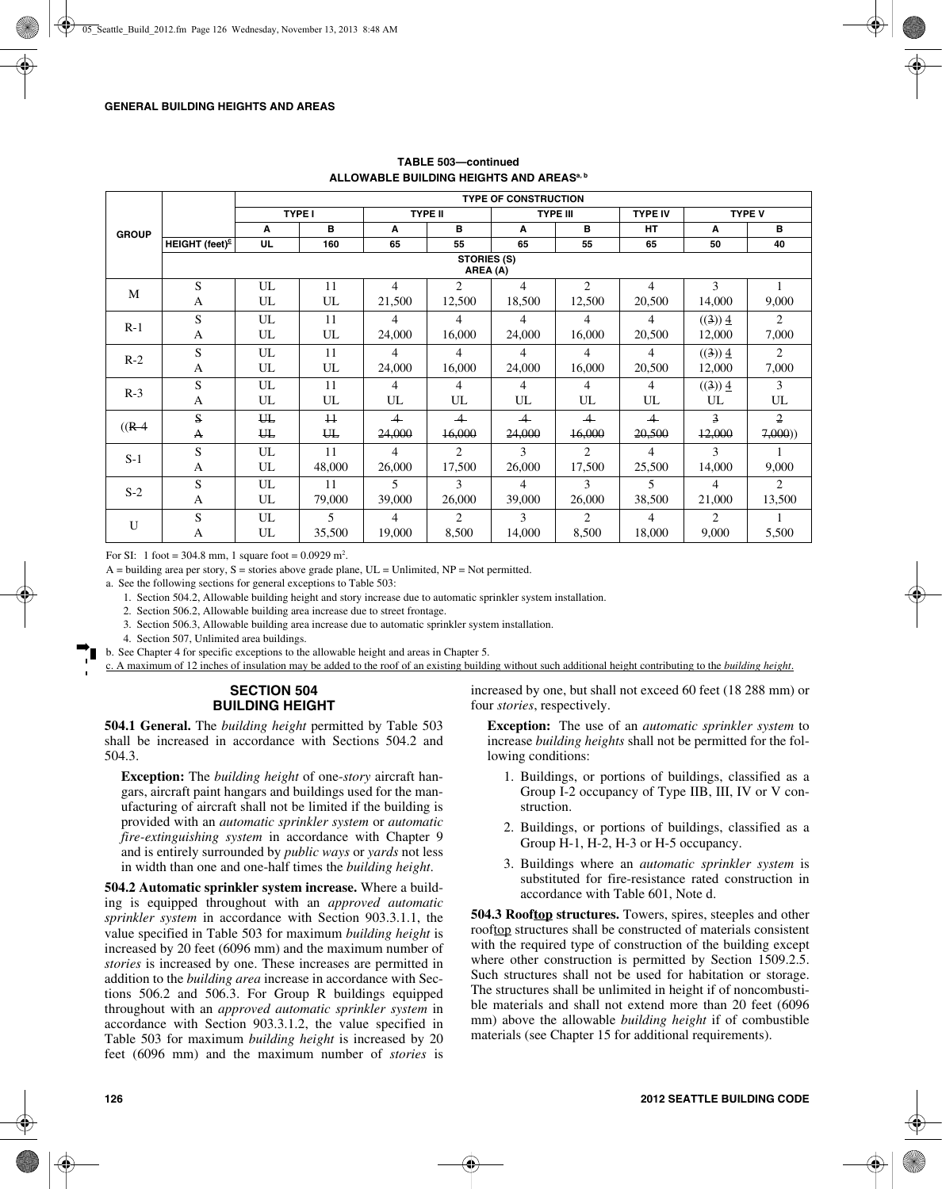## GENERAL BUILDING HEIGHTS AND AREAS

**TABLE 503—continued**
**ALLOWABLE BUILDING HEIGHTS AND AREAS[a, b]**

| GROUP | | TYPE OF CONSTRUCTION | | | | | | | | |
|---|---|---|---|---|---|---|---|---|---|---|
| | | TYPE I | | TYPE II | | TYPE III | | TYPE IV | TYPE V | |
| | | A | B | A | B | A | B | HT | A | B |
| | HEIGHT (feet)[c] | UL | 160 | 65 | 55 | 65 | 55 | 65 | 50 | 40 |
| | | STORIES (S) AREA (A) | | | | | | | | |
| M | S<br>A | UL<br>UL | 11<br>UL | 4<br>21,500 | 2<br>12,500 | 4<br>18,500 | 2<br>12,500 | 4<br>20,500 | 3<br>14,000 | 1<br>9,000 |
| R-1 | S<br>A | UL<br>UL | 11<br>UL | 4<br>24,000 | 4<br>16,000 | 4<br>24,000 | 4<br>16,000 | 4<br>20,500 | ((~~3~~)) 4<br>12,000 | 2<br>7,000 |
| R-2 | S<br>A | UL<br>UL | 11<br>UL | 4<br>24,000 | 4<br>16,000 | 4<br>24,000 | 4<br>16,000 | 4<br>20,500 | ((~~3~~)) 4<br>12,000 | 2<br>7,000 |
| R-3 | S<br>A | UL<br>UL | 11<br>UL | 4<br>UL | 4<br>UL | 4<br>UL | 4<br>UL | 4<br>UL | ((~~3~~)) 4<br>UL | 3<br>UL |
| ((~~R-4~~ | ~~S~~<br>~~A~~ | ~~UL~~<br>~~UL~~ | ~~11~~<br>~~UL~~ | ~~4~~<br>~~24,000~~ | ~~4~~<br>~~16,000~~ | ~~4~~<br>~~24,000~~ | ~~4~~<br>~~16,000~~ | ~~4~~<br>~~20,500~~ | ~~3~~<br>~~12,000~~ | ~~2~~<br>~~7,000~~)) |
| S-1 | S<br>A | UL<br>UL | 11<br>48,000 | 4<br>26,000 | 2<br>17,500 | 3<br>26,000 | 2<br>17,500 | 4<br>25,500 | 3<br>14,000 | 1<br>9,000 |
| S-2 | S<br>A | UL<br>UL | 11<br>79,000 | 5<br>39,000 | 3<br>26,000 | 4<br>39,000 | 3<br>26,000 | 5<br>38,500 | 4<br>21,000 | 2<br>13,500 |
| U | S<br>A | UL<br>UL | 5<br>35,500 | 4<br>19,000 | 2<br>8,500 | 3<br>14,000 | 2<br>8,500 | 4<br>18,000 | 2<br>9,000 | 1<br>5,500 |

For SI: 1 foot = 304.8 mm, 1 square foot = 0.0929 m².

A = building area per story, S = stories above grade plane, UL = Unlimited, NP = Not permitted.

a. See the following sections for general exceptions to Table 503:

1. Section 504.2, Allowable building height and story increase due to automatic sprinkler system installation.
2. Section 506.2, Allowable building area increase due to street frontage.
3. Section 506.3, Allowable building area increase due to automatic sprinkler system installation.
4. Section 507, Unlimited area buildings.

b. See Chapter 4 for specific exceptions to the allowable height and areas in Chapter 5.

c. A maximum of 12 inches of insulation may be added to the roof of an existing building without such additional height contributing to the *building height*.

## SECTION 504
## BUILDING HEIGHT

**504.1 General.** The *building height* permitted by Table 503 shall be increased in accordance with Sections 504.2 and 504.3.

**Exception:** The *building height* of one-*story* aircraft hangars, aircraft paint hangars and buildings used for the manufacturing of aircraft shall not be limited if the building is provided with an *automatic sprinkler system* or *automatic fire-extinguishing system* in accordance with Chapter 9 and is entirely surrounded by *public ways* or *yards* not less in width than one and one-half times the *building height*.

**504.2 Automatic sprinkler system increase.** Where a building is equipped throughout with an *approved automatic sprinkler system* in accordance with Section 903.3.1.1, the value specified in Table 503 for maximum *building height* is increased by 20 feet (6096 mm) and the maximum number of *stories* is increased by one. These increases are permitted in addition to the *building area* increase in accordance with Sections 506.2 and 506.3. For Group R buildings equipped throughout with an *approved automatic sprinkler system* in accordance with Section 903.3.1.2, the value specified in Table 503 for maximum *building height* is increased by 20 feet (6096 mm) and the maximum number of *stories* is increased by one, but shall not exceed 60 feet (18 288 mm) or four *stories*, respectively.

**Exception:** The use of an *automatic sprinkler system* to increase *building heights* shall not be permitted for the following conditions:

1. Buildings, or portions of buildings, classified as a Group I-2 occupancy of Type IIB, III, IV or V construction.
2. Buildings, or portions of buildings, classified as a Group H-1, H-2, H-3 or H-5 occupancy.
3. Buildings where an *automatic sprinkler system* is substituted for fire-resistance rated construction in accordance with Table 601, Note d.

**504.3 Rooftop structures.** Towers, spires, steeples and other rooftop structures shall be constructed of materials consistent with the required type of construction of the building except where other construction is permitted by Section 1509.2.5. Such structures shall not be used for habitation or storage. The structures shall be unlimited in height if of noncombustible materials and shall not extend more than 20 feet (6096 mm) above the allowable *building height* if of combustible materials (see Chapter 15 for additional requirements).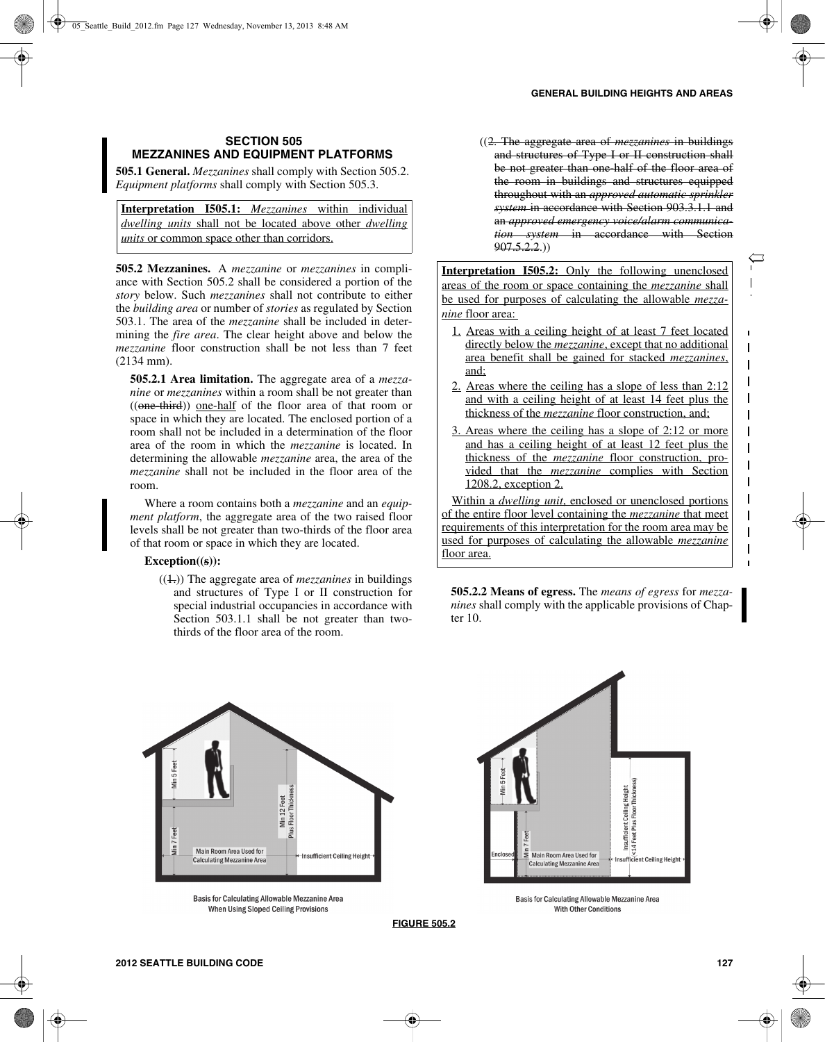## SECTION 505
## MEZZANINES AND EQUIPMENT PLATFORMS

**505.1 General.** *Mezzanines* shall comply with Section 505.2. *Equipment platforms* shall comply with Section 505.3.

> **Interpretation I505.1:** *Mezzanines* within individual *dwelling units* shall not be located above other *dwelling units* or common space other than corridors.

**505.2 Mezzanines.** A *mezzanine* or *mezzanines* in compliance with Section 505.2 shall be considered a portion of the *story* below. Such *mezzanines* shall not contribute to either the *building area* or number of *stories* as regulated by Section 503.1. The area of the *mezzanine* shall be included in determining the *fire area*. The clear height above and below the *mezzanine* floor construction shall be not less than 7 feet (2134 mm).

**505.2.1 Area limitation.** The aggregate area of a *mezzanine* or *mezzanines* within a room shall be not greater than ((~~one-third~~)) one-half of the floor area of that room or space in which they are located. The enclosed portion of a room shall not be included in a determination of the floor area of the room in which the *mezzanine* is located. In determining the allowable *mezzanine* area, the area of the *mezzanine* shall not be included in the floor area of the room.

Where a room contains both a *mezzanine* and an *equipment platform*, the aggregate area of the two raised floor levels shall be not greater than two-thirds of the floor area of that room or space in which they are located.

**Exception((~~s~~)):**

((~~1.~~)) The aggregate area of *mezzanines* in buildings and structures of Type I or II construction for special industrial occupancies in accordance with Section 503.1.1 shall be not greater than two-thirds of the floor area of the room.

((~~2. The aggregate area of *mezzanines* in buildings and structures of Type I or II construction shall be not greater than one-half of the floor area of the room in buildings and structures equipped throughout with an *approved automatic sprinkler system* in accordance with Section 903.3.1.1 and an *approved emergency voice/alarm communication system* in accordance with Section 907.5.2.2.~~))

> **Interpretation I505.2:** Only the following unenclosed areas of the room or space containing the *mezzanine* shall be used for purposes of calculating the allowable *mezzanine* floor area:
>
> 1. Areas with a ceiling height of at least 7 feet located directly below the *mezzanine*, except that no additional area benefit shall be gained for stacked *mezzanines*, and;
> 2. Areas where the ceiling has a slope of less than 2:12 and with a ceiling height of at least 14 feet plus the thickness of the *mezzanine* floor construction, and;
> 3. Areas where the ceiling has a slope of 2:12 or more and has a ceiling height of at least 12 feet plus the thickness of the *mezzanine* floor construction, provided that the *mezzanine* complies with Section 1208.2, exception 2.
>
> Within a *dwelling unit*, enclosed or unenclosed portions of the entire floor level containing the *mezzanine* that meet requirements of this interpretation for the room area may be used for purposes of calculating the allowable *mezzanine* floor area.

**505.2.2 Means of egress.** The *means of egress* for *mezzanines* shall comply with the applicable provisions of Chapter 10.

Min 5 Feet
Min 7 Feet
Min 12 Feet Plus Floor Thickness
Main Room Area Used for Calculating Mezzanine Area
Insufficient Ceiling Height

Basis for Calculating Allowable Mezzanine Area When Using Sloped Ceiling Provisions

Min 5 Feet
Min 7 Feet
Enclosed
Main Room Area Used for Calculating Mezzanine Area
Insufficient Ceiling Height (<14 Feet Plus Floor Thickness)
Insufficient Ceiling Height

Basis for Calculating Allowable Mezzanine Area With Other Conditions

FIGURE 505.2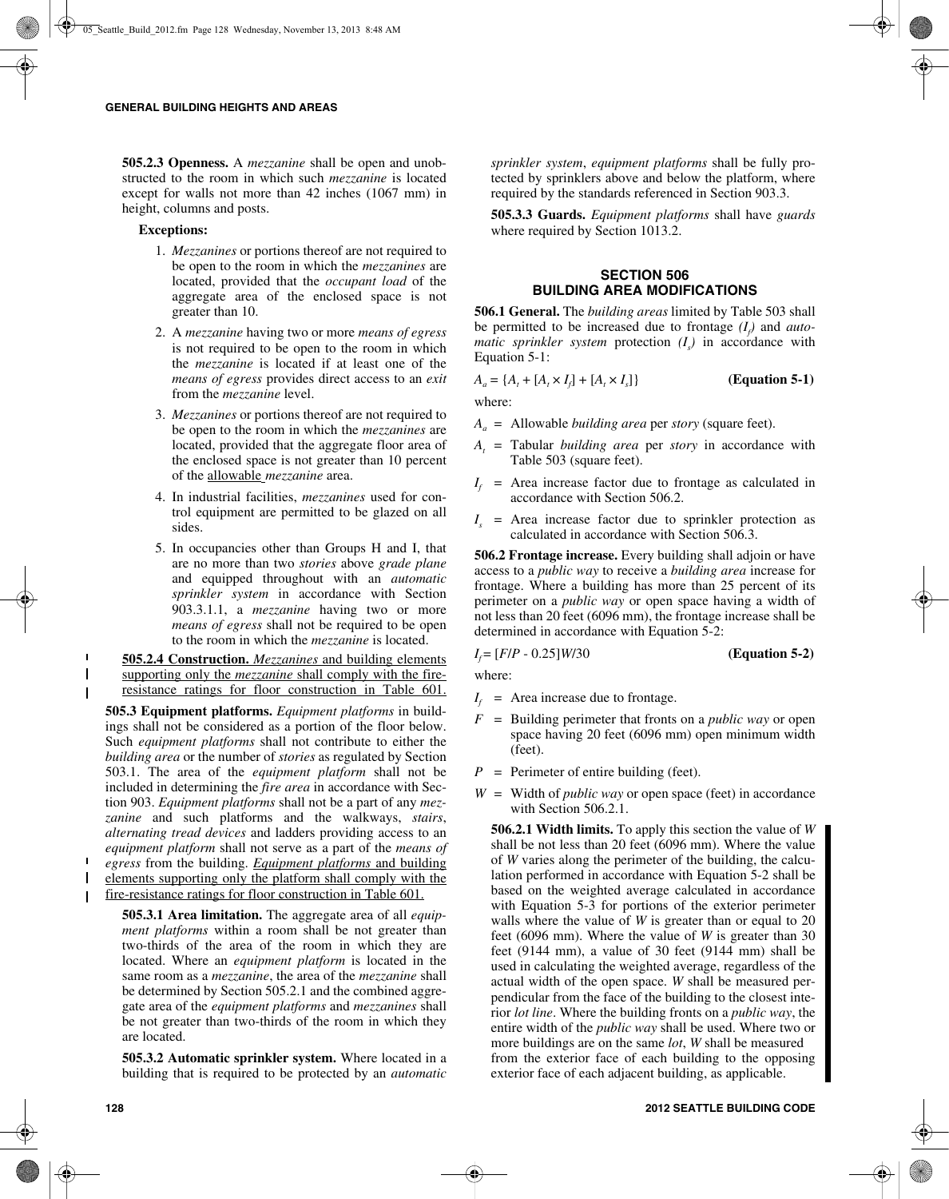**505.2.3 Openness.** A *mezzanine* shall be open and unobstructed to the room in which such *mezzanine* is located except for walls not more than 42 inches (1067 mm) in height, columns and posts.

**Exceptions:**

1. *Mezzanines* or portions thereof are not required to be open to the room in which the *mezzanines* are located, provided that the *occupant load* of the aggregate area of the enclosed space is not greater than 10.
2. A *mezzanine* having two or more *means of egress* is not required to be open to the room in which the *mezzanine* is located if at least one of the *means of egress* provides direct access to an *exit* from the *mezzanine* level.
3. *Mezzanines* or portions thereof are not required to be open to the room in which the *mezzanines* are located, provided that the aggregate floor area of the enclosed space is not greater than 10 percent of the allowable *mezzanine* area.
4. In industrial facilities, *mezzanines* used for control equipment are permitted to be glazed on all sides.
5. In occupancies other than Groups H and I, that are no more than two *stories* above *grade plane* and equipped throughout with an *automatic sprinkler system* in accordance with Section 903.3.1.1, a *mezzanine* having two or more *means of egress* shall not be required to be open to the room in which the *mezzanine* is located.

**505.2.4 Construction.** *Mezzanines* and building elements supporting only the *mezzanine* shall comply with the fire-resistance ratings for floor construction in Table 601.

**505.3 Equipment platforms.** *Equipment platforms* in buildings shall not be considered as a portion of the floor below. Such *equipment platforms* shall not contribute to either the *building area* or the number of *stories* as regulated by Section 503.1. The area of the *equipment platform* shall not be included in determining the *fire area* in accordance with Section 903. *Equipment platforms* shall not be a part of any *mezzanine* and such platforms and the walkways, *stairs*, *alternating tread devices* and ladders providing access to an *equipment platform* shall not serve as a part of the *means of egress* from the building. *Equipment platforms* and building elements supporting only the platform shall comply with the fire-resistance ratings for floor construction in Table 601.

**505.3.1 Area limitation.** The aggregate area of all *equipment platforms* within a room shall be not greater than two-thirds of the area of the room in which they are located. Where an *equipment platform* is located in the same room as a *mezzanine*, the area of the *mezzanine* shall be determined by Section 505.2.1 and the combined aggregate area of the *equipment platforms* and *mezzanines* shall be not greater than two-thirds of the room in which they are located.

**505.3.2 Automatic sprinkler system.** Where located in a building that is required to be protected by an *automatic sprinkler system*, *equipment platforms* shall be fully protected by sprinklers above and below the platform, where required by the standards referenced in Section 903.3.

**505.3.3 Guards.** *Equipment platforms* shall have *guards* where required by Section 1013.2.

## SECTION 506
## BUILDING AREA MODIFICATIONS

**506.1 General.** The *building areas* limited by Table 503 shall be permitted to be increased due to frontage ($I_f$) and *automatic sprinkler system* protection ($I_s$) in accordance with Equation 5-1:

$$A_a = \{A_t + [A_t \times I_f] + [A_t \times I_s]\} \qquad \textbf{(Equation 5-1)}$$

where:

$A_a$ = Allowable *building area* per *story* (square feet).

$A_t$ = Tabular *building area* per *story* in accordance with Table 503 (square feet).

$I_f$ = Area increase factor due to frontage as calculated in accordance with Section 506.2.

$I_s$ = Area increase factor due to sprinkler protection as calculated in accordance with Section 506.3.

**506.2 Frontage increase.** Every building shall adjoin or have access to a *public way* to receive a *building area* increase for frontage. Where a building has more than 25 percent of its perimeter on a *public way* or open space having a width of not less than 20 feet (6096 mm), the frontage increase shall be determined in accordance with Equation 5-2:

$$I_f = [F/P - 0.25]W/30 \qquad \textbf{(Equation 5-2)}$$

where:

$I_f$ = Area increase due to frontage.

$F$ = Building perimeter that fronts on a *public way* or open space having 20 feet (6096 mm) open minimum width (feet).

$P$ = Perimeter of entire building (feet).

$W$ = Width of *public way* or open space (feet) in accordance with Section 506.2.1.

**506.2.1 Width limits.** To apply this section the value of $W$ shall be not less than 20 feet (6096 mm). Where the value of $W$ varies along the perimeter of the building, the calculation performed in accordance with Equation 5-2 shall be based on the weighted average calculated in accordance with Equation 5-3 for portions of the exterior perimeter walls where the value of $W$ is greater than or equal to 20 feet (6096 mm). Where the value of $W$ is greater than 30 feet (9144 mm), a value of 30 feet (9144 mm) shall be used in calculating the weighted average, regardless of the actual width of the open space. $W$ shall be measured perpendicular from the face of the building to the closest interior *lot line*. Where the building fronts on a *public way*, the entire width of the *public way* shall be used. Where two or more buildings are on the same *lot*, $W$ shall be measured from the exterior face of each building to the opposing exterior face of each adjacent building, as applicable.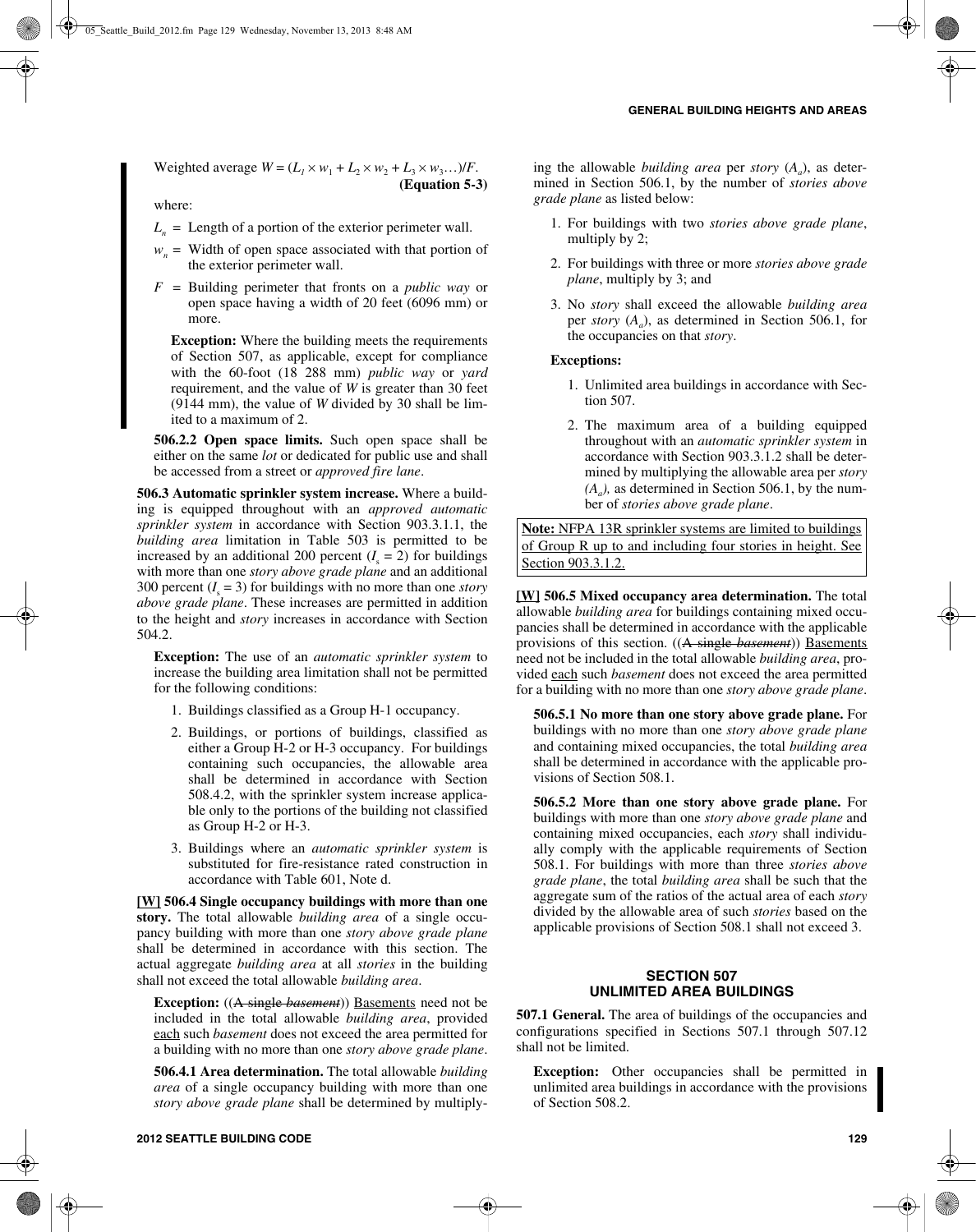Weighted average $W = (L_1 \times w_1 + L_2 \times w_2 + L_3 \times w_3 \ldots)/F$. **(Equation 5-3)**

where:

$L_n$ = Length of a portion of the exterior perimeter wall.

$w_n$ = Width of open space associated with that portion of the exterior perimeter wall.

$F$ = Building perimeter that fronts on a *public way* or open space having a width of 20 feet (6096 mm) or more.

**Exception:** Where the building meets the requirements of Section 507, as applicable, except for compliance with the 60-foot (18 288 mm) *public way* or *yard* requirement, and the value of $W$ is greater than 30 feet (9144 mm), the value of $W$ divided by 30 shall be limited to a maximum of 2.

**506.2.2 Open space limits.** Such open space shall be either on the same *lot* or dedicated for public use and shall be accessed from a street or *approved fire lane*.

**506.3 Automatic sprinkler system increase.** Where a building is equipped throughout with an *approved automatic sprinkler system* in accordance with Section 903.3.1.1, the *building area* limitation in Table 503 is permitted to be increased by an additional 200 percent ($I_s = 2$) for buildings with more than one *story above grade plane* and an additional 300 percent ($I_s = 3$) for buildings with no more than one *story above grade plane*. These increases are permitted in addition to the height and *story* increases in accordance with Section 504.2.

**Exception:** The use of an *automatic sprinkler system* to increase the building area limitation shall not be permitted for the following conditions:

1. Buildings classified as a Group H-1 occupancy.
2. Buildings, or portions of buildings, classified as either a Group H-2 or H-3 occupancy. For buildings containing such occupancies, the allowable area shall be determined in accordance with Section 508.4.2, with the sprinkler system increase applicable only to the portions of the building not classified as Group H-2 or H-3.
3. Buildings where an *automatic sprinkler system* is substituted for fire-resistance rated construction in accordance with Table 601, Note d.

**[W] 506.4 Single occupancy buildings with more than one story.** The total allowable *building area* of a single occupancy building with more than one *story above grade plane* shall be determined in accordance with this section. The actual aggregate *building area* at all *stories* in the building shall not exceed the total allowable *building area*.

**Exception:** ((~~A single *basement*~~)) Basements need not be included in the total allowable *building area*, provided each such *basement* does not exceed the area permitted for a building with no more than one *story above grade plane*.

**506.4.1 Area determination.** The total allowable *building area* of a single occupancy building with more than one *story above grade plane* shall be determined by multiplying the allowable *building area* per *story* ($A_a$), as determined in Section 506.1, by the number of *stories above grade plane* as listed below:

1. For buildings with two *stories above grade plane*, multiply by 2;
2. For buildings with three or more *stories above grade plane*, multiply by 3; and
3. No *story* shall exceed the allowable *building area* per *story* ($A_a$), as determined in Section 506.1, for the occupancies on that *story*.

**Exceptions:**

1. Unlimited area buildings in accordance with Section 507.
2. The maximum area of a building equipped throughout with an *automatic sprinkler system* in accordance with Section 903.3.1.2 shall be determined by multiplying the allowable area per *story* ($A_a$), as determined in Section 506.1, by the number of *stories above grade plane*.

Note: NFPA 13R sprinkler systems are limited to buildings of Group R up to and including four stories in height. See Section 903.3.1.2.

**[W] 506.5 Mixed occupancy area determination.** The total allowable *building area* for buildings containing mixed occupancies shall be determined in accordance with the applicable provisions of this section. ((~~A single *basement*~~)) Basements need not be included in the total allowable *building area*, provided each such *basement* does not exceed the area permitted for a building with no more than one *story above grade plane*.

**506.5.1 No more than one story above grade plane.** For buildings with no more than one *story above grade plane* and containing mixed occupancies, the total *building area* shall be determined in accordance with the applicable provisions of Section 508.1.

**506.5.2 More than one story above grade plane.** For buildings with more than one *story above grade plane* and containing mixed occupancies, each *story* shall individually comply with the applicable requirements of Section 508.1. For buildings with more than three *stories above grade plane*, the total *building area* shall be such that the aggregate sum of the ratios of the actual area of each *story* divided by the allowable area of such *stories* based on the applicable provisions of Section 508.1 shall not exceed 3.

## SECTION 507
## UNLIMITED AREA BUILDINGS

**507.1 General.** The area of buildings of the occupancies and configurations specified in Sections 507.1 through 507.12 shall not be limited.

**Exception:** Other occupancies shall be permitted in unlimited area buildings in accordance with the provisions of Section 508.2.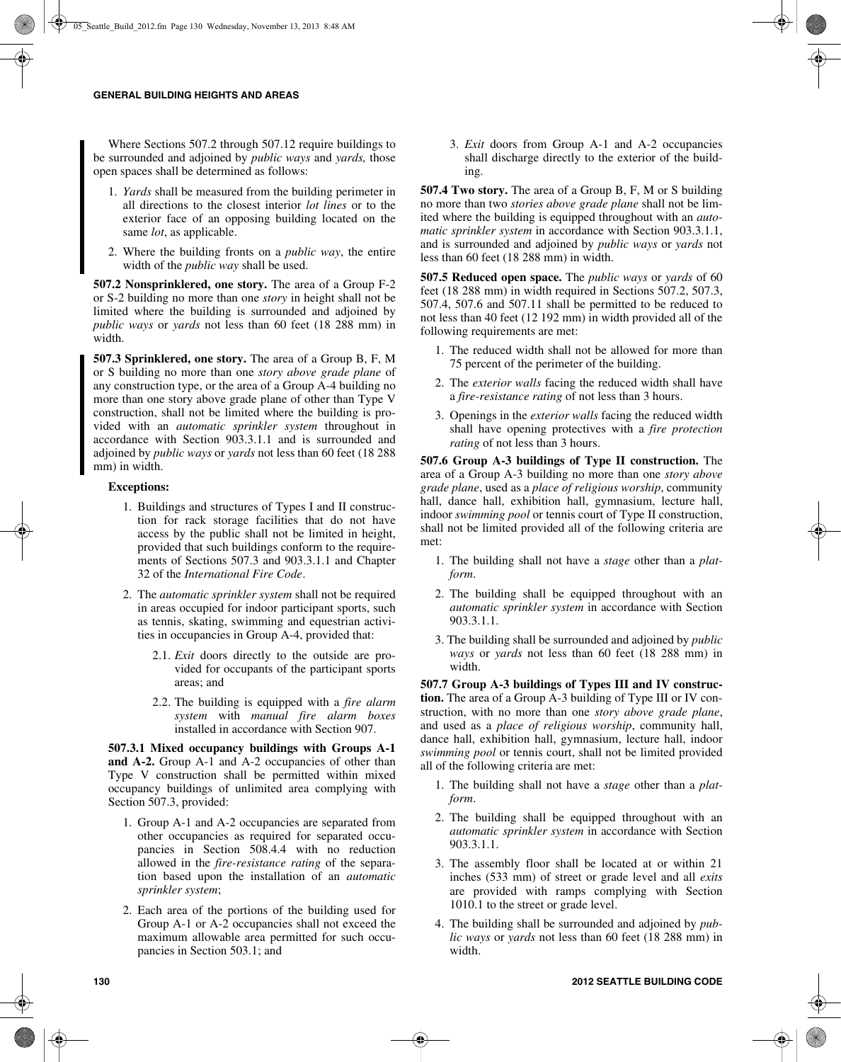Where Sections 507.2 through 507.12 require buildings to be surrounded and adjoined by *public ways* and *yards,* those open spaces shall be determined as follows:

1. *Yards* shall be measured from the building perimeter in all directions to the closest interior *lot lines* or to the exterior face of an opposing building located on the same *lot*, as applicable.
2. Where the building fronts on a *public way*, the entire width of the *public way* shall be used.

**507.2 Nonsprinklered, one story.** The area of a Group F-2 or S-2 building no more than one *story* in height shall not be limited where the building is surrounded and adjoined by *public ways* or *yards* not less than 60 feet (18 288 mm) in width.

**507.3 Sprinklered, one story.** The area of a Group B, F, M or S building no more than one *story above grade plane* of any construction type, or the area of a Group A-4 building no more than one story above grade plane of other than Type V construction, shall not be limited where the building is provided with an *automatic sprinkler system* throughout in accordance with Section 903.3.1.1 and is surrounded and adjoined by *public ways* or *yards* not less than 60 feet (18 288 mm) in width.

**Exceptions:**

1. Buildings and structures of Types I and II construction for rack storage facilities that do not have access by the public shall not be limited in height, provided that such buildings conform to the requirements of Sections 507.3 and 903.3.1.1 and Chapter 32 of the *International Fire Code*.
2. The *automatic sprinkler system* shall not be required in areas occupied for indoor participant sports, such as tennis, skating, swimming and equestrian activities in occupancies in Group A-4, provided that:
   - 2.1. *Exit* doors directly to the outside are provided for occupants of the participant sports areas; and
   - 2.2. The building is equipped with a *fire alarm system* with *manual fire alarm boxes* installed in accordance with Section 907.

**507.3.1 Mixed occupancy buildings with Groups A-1 and A-2.** Group A-1 and A-2 occupancies of other than Type V construction shall be permitted within mixed occupancy buildings of unlimited area complying with Section 507.3, provided:

1. Group A-1 and A-2 occupancies are separated from other occupancies as required for separated occupancies in Section 508.4.4 with no reduction allowed in the *fire-resistance rating* of the separation based upon the installation of an *automatic sprinkler system*;
2. Each area of the portions of the building used for Group A-1 or A-2 occupancies shall not exceed the maximum allowable area permitted for such occupancies in Section 503.1; and
3. *Exit* doors from Group A-1 and A-2 occupancies shall discharge directly to the exterior of the building.

**507.4 Two story.** The area of a Group B, F, M or S building no more than two *stories above grade plane* shall not be limited where the building is equipped throughout with an *automatic sprinkler system* in accordance with Section 903.3.1.1, and is surrounded and adjoined by *public ways* or *yards* not less than 60 feet (18 288 mm) in width.

**507.5 Reduced open space.** The *public ways* or *yards* of 60 feet (18 288 mm) in width required in Sections 507.2, 507.3, 507.4, 507.6 and 507.11 shall be permitted to be reduced to not less than 40 feet (12 192 mm) in width provided all of the following requirements are met:

1. The reduced width shall not be allowed for more than 75 percent of the perimeter of the building.
2. The *exterior walls* facing the reduced width shall have a *fire-resistance rating* of not less than 3 hours.
3. Openings in the *exterior walls* facing the reduced width shall have opening protectives with a *fire protection rating* of not less than 3 hours.

**507.6 Group A-3 buildings of Type II construction.** The area of a Group A-3 building no more than one *story above grade plane*, used as a *place of religious worship*, community hall, dance hall, exhibition hall, gymnasium, lecture hall, indoor *swimming pool* or tennis court of Type II construction, shall not be limited provided all of the following criteria are met:

1. The building shall not have a *stage* other than a *platform*.
2. The building shall be equipped throughout with an *automatic sprinkler system* in accordance with Section 903.3.1.1.
3. The building shall be surrounded and adjoined by *public ways* or *yards* not less than 60 feet (18 288 mm) in width.

**507.7 Group A-3 buildings of Types III and IV construction.** The area of a Group A-3 building of Type III or IV construction, with no more than one *story above grade plane*, and used as a *place of religious worship*, community hall, dance hall, exhibition hall, gymnasium, lecture hall, indoor *swimming pool* or tennis court, shall not be limited provided all of the following criteria are met:

1. The building shall not have a *stage* other than a *platform*.
2. The building shall be equipped throughout with an *automatic sprinkler system* in accordance with Section 903.3.1.1.
3. The assembly floor shall be located at or within 21 inches (533 mm) of street or grade level and all *exits* are provided with ramps complying with Section 1010.1 to the street or grade level.
4. The building shall be surrounded and adjoined by *public ways* or *yards* not less than 60 feet (18 288 mm) in width.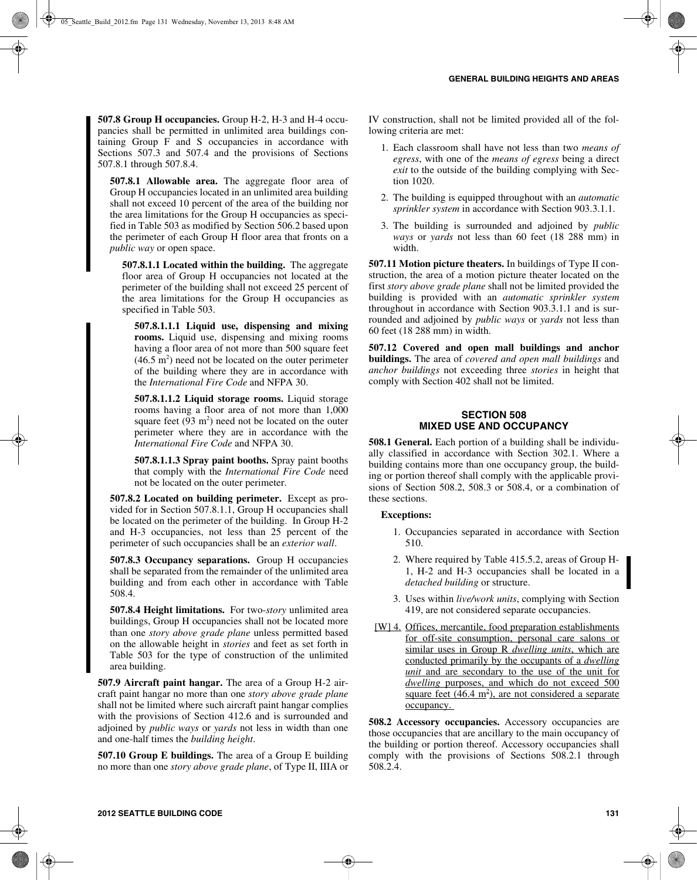**507.8 Group H occupancies.** Group H-2, H-3 and H-4 occupancies shall be permitted in unlimited area buildings containing Group F and S occupancies in accordance with Sections 507.3 and 507.4 and the provisions of Sections 507.8.1 through 507.8.4.

**507.8.1 Allowable area.** The aggregate floor area of Group H occupancies located in an unlimited area building shall not exceed 10 percent of the area of the building nor the area limitations for the Group H occupancies as specified in Table 503 as modified by Section 506.2 based upon the perimeter of each Group H floor area that fronts on a *public way* or open space.

**507.8.1.1 Located within the building.** The aggregate floor area of Group H occupancies not located at the perimeter of the building shall not exceed 25 percent of the area limitations for the Group H occupancies as specified in Table 503.

**507.8.1.1.1 Liquid use, dispensing and mixing rooms.** Liquid use, dispensing and mixing rooms having a floor area of not more than 500 square feet (46.5 $m^2$) need not be located on the outer perimeter of the building where they are in accordance with the *International Fire Code* and NFPA 30.

**507.8.1.1.2 Liquid storage rooms.** Liquid storage rooms having a floor area of not more than 1,000 square feet (93 $m^2$) need not be located on the outer perimeter where they are in accordance with the *International Fire Code* and NFPA 30.

**507.8.1.1.3 Spray paint booths.** Spray paint booths that comply with the *International Fire Code* need not be located on the outer perimeter.

**507.8.2 Located on building perimeter.** Except as provided for in Section 507.8.1.1, Group H occupancies shall be located on the perimeter of the building. In Group H-2 and H-3 occupancies, not less than 25 percent of the perimeter of such occupancies shall be an *exterior wall*.

**507.8.3 Occupancy separations.** Group H occupancies shall be separated from the remainder of the unlimited area building and from each other in accordance with Table 508.4.

**507.8.4 Height limitations.** For two-*story* unlimited area buildings, Group H occupancies shall not be located more than one *story above grade plane* unless permitted based on the allowable height in *stories* and feet as set forth in Table 503 for the type of construction of the unlimited area building.

**507.9 Aircraft paint hangar.** The area of a Group H-2 aircraft paint hangar no more than one *story above grade plane* shall not be limited where such aircraft paint hangar complies with the provisions of Section 412.6 and is surrounded and adjoined by *public ways* or *yards* not less in width than one and one-half times the *building height*.

**507.10 Group E buildings.** The area of a Group E building no more than one *story above grade plane*, of Type II, IIIA or IV construction, shall not be limited provided all of the following criteria are met:

1. Each classroom shall have not less than two *means of egress*, with one of the *means of egress* being a direct *exit* to the outside of the building complying with Section 1020.
2. The building is equipped throughout with an *automatic sprinkler system* in accordance with Section 903.3.1.1.
3. The building is surrounded and adjoined by *public ways* or *yards* not less than 60 feet (18 288 mm) in width.

**507.11 Motion picture theaters.** In buildings of Type II construction, the area of a motion picture theater located on the first *story above grade plane* shall not be limited provided the building is provided with an *automatic sprinkler system* throughout in accordance with Section 903.3.1.1 and is surrounded and adjoined by *public ways* or *yards* not less than 60 feet (18 288 mm) in width.

**507.12 Covered and open mall buildings and anchor buildings.** The area of *covered and open mall buildings* and *anchor buildings* not exceeding three *stories* in height that comply with Section 402 shall not be limited.

## SECTION 508
## MIXED USE AND OCCUPANCY

**508.1 General.** Each portion of a building shall be individually classified in accordance with Section 302.1. Where a building contains more than one occupancy group, the building or portion thereof shall comply with the applicable provisions of Section 508.2, 508.3 or 508.4, or a combination of these sections.

**Exceptions:**

1. Occupancies separated in accordance with Section 510.
2. Where required by Table 415.5.2, areas of Group H-1, H-2 and H-3 occupancies shall be located in a *detached building* or structure.
3. Uses within *live/work units*, complying with Section 419, are not considered separate occupancies.
4. [W] Offices, mercantile, food preparation establishments for off-site consumption, personal care salons or similar uses in Group R *dwelling units*, which are conducted primarily by the occupants of a *dwelling unit* and are secondary to the use of the unit for *dwelling* purposes, and which do not exceed 500 square feet (46.4 $m^2$), are not considered a separate occupancy.

**508.2 Accessory occupancies.** Accessory occupancies are those occupancies that are ancillary to the main occupancy of the building or portion thereof. Accessory occupancies shall comply with the provisions of Sections 508.2.1 through 508.2.4.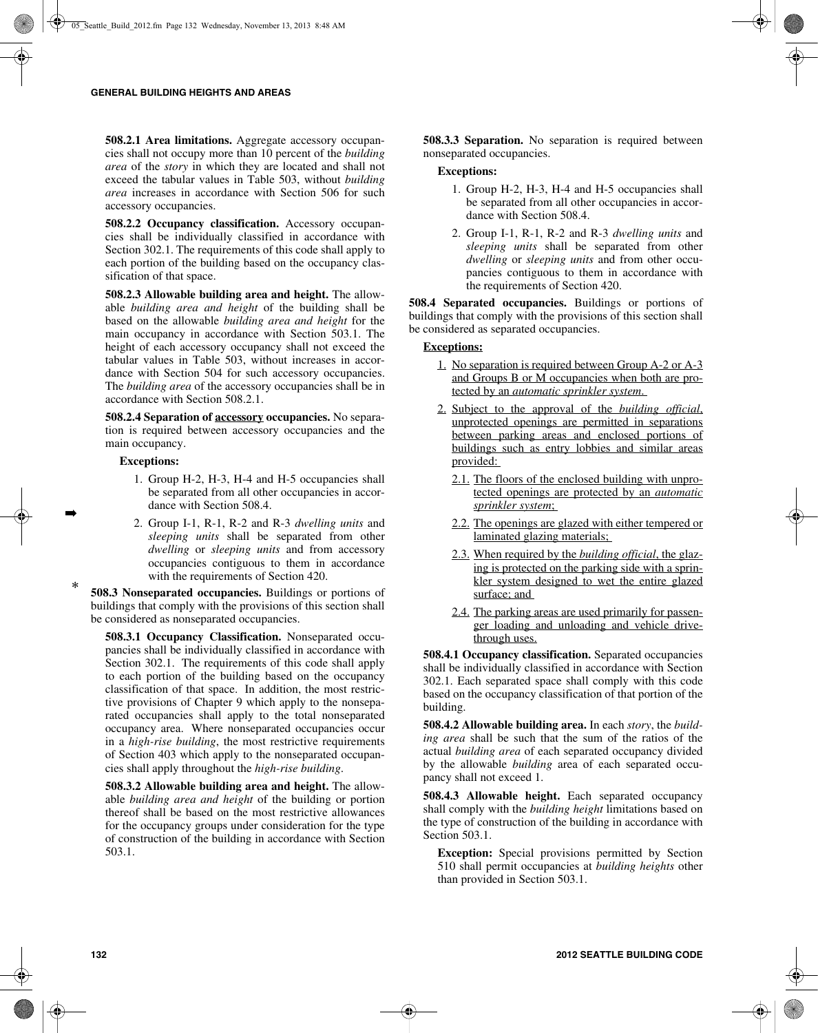**508.2.1 Area limitations.** Aggregate accessory occupancies shall not occupy more than 10 percent of the *building area* of the *story* in which they are located and shall not exceed the tabular values in Table 503, without *building area* increases in accordance with Section 506 for such accessory occupancies.

**508.2.2 Occupancy classification.** Accessory occupancies shall be individually classified in accordance with Section 302.1. The requirements of this code shall apply to each portion of the building based on the occupancy classification of that space.

**508.2.3 Allowable building area and height.** The allowable *building area and height* of the building shall be based on the allowable *building area and height* for the main occupancy in accordance with Section 503.1. The height of each accessory occupancy shall not exceed the tabular values in Table 503, without increases in accordance with Section 504 for such accessory occupancies. The *building area* of the accessory occupancies shall be in accordance with Section 508.2.1.

**508.2.4 Separation of accessory occupancies.** No separation is required between accessory occupancies and the main occupancy.

**Exceptions:**

1. Group H-2, H-3, H-4 and H-5 occupancies shall be separated from all other occupancies in accordance with Section 508.4.
2. Group I-1, R-1, R-2 and R-3 *dwelling units* and *sleeping units* shall be separated from other *dwelling* or *sleeping units* and from accessory occupancies contiguous to them in accordance with the requirements of Section 420.

**508.3 Nonseparated occupancies.** Buildings or portions of buildings that comply with the provisions of this section shall be considered as nonseparated occupancies.

**508.3.1 Occupancy Classification.** Nonseparated occupancies shall be individually classified in accordance with Section 302.1. The requirements of this code shall apply to each portion of the building based on the occupancy classification of that space. In addition, the most restrictive provisions of Chapter 9 which apply to the nonseparated occupancies shall apply to the total nonseparated occupancy area. Where nonseparated occupancies occur in a *high-rise building*, the most restrictive requirements of Section 403 which apply to the nonseparated occupancies shall apply throughout the *high-rise building*.

**508.3.2 Allowable building area and height.** The allowable *building area and height* of the building or portion thereof shall be based on the most restrictive allowances for the occupancy groups under consideration for the type of construction of the building in accordance with Section 503.1.

**508.3.3 Separation.** No separation is required between nonseparated occupancies.

**Exceptions:**

1. Group H-2, H-3, H-4 and H-5 occupancies shall be separated from all other occupancies in accordance with Section 508.4.
2. Group I-1, R-1, R-2 and R-3 *dwelling units* and *sleeping units* shall be separated from other *dwelling* or *sleeping units* and from other occupancies contiguous to them in accordance with the requirements of Section 420.

**508.4 Separated occupancies.** Buildings or portions of buildings that comply with the provisions of this section shall be considered as separated occupancies.

**Exceptions:**

1. No separation is required between Group A-2 or A-3 and Groups B or M occupancies when both are protected by an *automatic sprinkler system*.
2. Subject to the approval of the *building official*, unprotected openings are permitted in separations between parking areas and enclosed portions of buildings such as entry lobbies and similar areas provided:
   - 2.1. The floors of the enclosed building with unprotected openings are protected by an *automatic sprinkler system*;
   - 2.2. The openings are glazed with either tempered or laminated glazing materials;
   - 2.3. When required by the *building official*, the glazing is protected on the parking side with a sprinkler system designed to wet the entire glazed surface; and
   - 2.4. The parking areas are used primarily for passenger loading and unloading and vehicle drive-through uses.

**508.4.1 Occupancy classification.** Separated occupancies shall be individually classified in accordance with Section 302.1. Each separated space shall comply with this code based on the occupancy classification of that portion of the building.

**508.4.2 Allowable building area.** In each *story*, the *building area* shall be such that the sum of the ratios of the actual *building area* of each separated occupancy divided by the allowable *building* area of each separated occupancy shall not exceed 1.

**508.4.3 Allowable height.** Each separated occupancy shall comply with the *building height* limitations based on the type of construction of the building in accordance with Section 503.1.

**Exception:** Special provisions permitted by Section 510 shall permit occupancies at *building heights* other than provided in Section 503.1.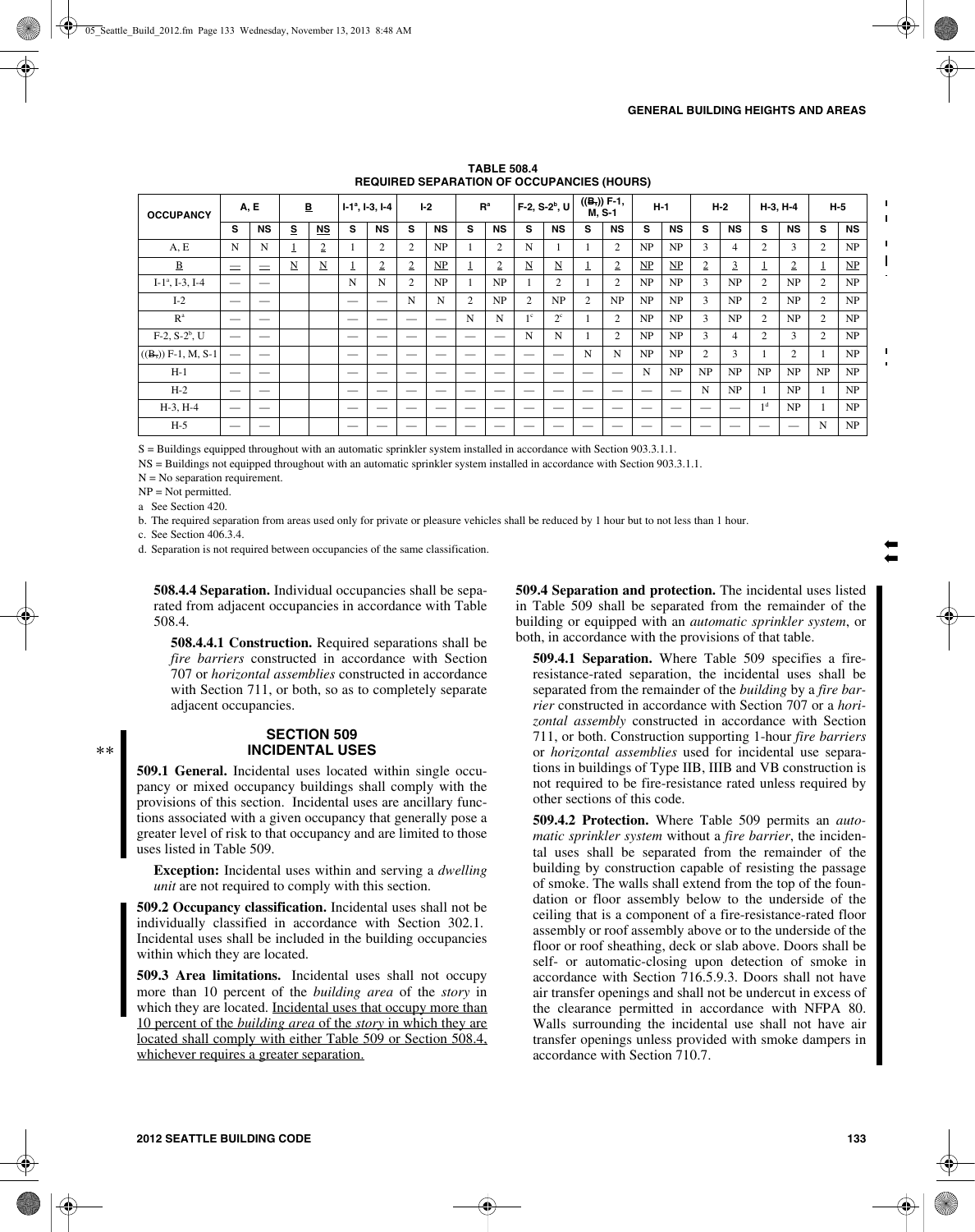**TABLE 508.4**
**REQUIRED SEPARATION OF OCCUPANCIES (HOURS)**

| OCCUPANCY | A, E | | B | | I-1[a], I-3, I-4 | | I-2 | | R[a] | | F-2, S-2[b], U | | ((B,)) F-1, M, S-1 | | H-1 | | H-2 | | H-3, H-4 | | H-5 | |
|---|---|---|---|---|---|---|---|---|---|---|---|---|---|---|---|---|---|---|---|---|---|---|
| | S | NS | S | NS | S | NS | S | NS | S | NS | S | NS | S | NS | S | NS | S | NS | S | NS | S | NS |
| A, E | N | N | 1 | 2 | 1 | 2 | 2 | NP | 1 | 2 | N | 1 | 1 | 2 | NP | NP | 3 | 4 | 2 | 3 | 2 | NP |
| B | — | — | N | N | 1 | 2 | 2 | NP | 1 | 2 | N | N | 1 | 2 | NP | NP | 2 | 3 | 1 | 2 | 1 | NP |
| I-1[a], I-3, I-4 | — | — | | | N | N | 2 | NP | 1 | NP | 1 | 2 | 1 | 2 | NP | NP | 3 | NP | 2 | NP | 2 | NP |
| I-2 | — | — | | | — | — | N | N | 2 | NP | 2 | NP | 2 | NP | NP | NP | 3 | NP | 2 | NP | 2 | NP |
| R[a] | — | — | | | — | — | — | — | N | N | 1[c] | 2[c] | 1 | 2 | NP | NP | 3 | NP | 2 | NP | 2 | NP |
| F-2, S-2[b], U | — | — | | | — | — | — | — | — | — | N | N | 1 | 2 | NP | NP | 3 | 4 | 2 | 3 | 2 | NP |
| ((B,)) F-1, M, S-1 | — | — | | | — | — | — | — | — | — | — | — | N | N | NP | NP | 2 | 3 | 1 | 2 | 1 | NP |
| H-1 | — | — | | | — | — | — | — | — | — | — | — | — | — | N | NP | NP | NP | NP | NP | NP | NP |
| H-2 | — | — | | | — | — | — | — | — | — | — | — | — | — | — | — | N | NP | 1 | NP | 1 | NP |
| H-3, H-4 | — | — | | | — | — | — | — | — | — | — | — | — | — | — | — | — | — | 1[d] | NP | 1 | NP |
| H-5 | — | — | | | — | — | — | — | — | — | — | — | — | — | — | — | — | — | — | — | N | NP |

S = Buildings equipped throughout with an automatic sprinkler system installed in accordance with Section 903.3.1.1.

NS = Buildings not equipped throughout with an automatic sprinkler system installed in accordance with Section 903.3.1.1.

N = No separation requirement.

NP = Not permitted.

a See Section 420.

b. The required separation from areas used only for private or pleasure vehicles shall be reduced by 1 hour but to not less than 1 hour.

c. See Section 406.3.4.

d. Separation is not required between occupancies of the same classification.

**508.4.4 Separation.** Individual occupancies shall be separated from adjacent occupancies in accordance with Table 508.4.

**508.4.4.1 Construction.** Required separations shall be *fire barriers* constructed in accordance with Section 707 or *horizontal assemblies* constructed in accordance with Section 711, or both, so as to completely separate adjacent occupancies.

## SECTION 509
## INCIDENTAL USES

**509.1 General.** Incidental uses located within single occupancy or mixed occupancy buildings shall comply with the provisions of this section. Incidental uses are ancillary functions associated with a given occupancy that generally pose a greater level of risk to that occupancy and are limited to those uses listed in Table 509.

**Exception:** Incidental uses within and serving a *dwelling unit* are not required to comply with this section.

**509.2 Occupancy classification.** Incidental uses shall not be individually classified in accordance with Section 302.1. Incidental uses shall be included in the building occupancies within which they are located.

**509.3 Area limitations.** Incidental uses shall not occupy more than 10 percent of the *building area* of the *story* in which they are located. Incidental uses that occupy more than 10 percent of the *building area* of the *story* in which they are located shall comply with either Table 509 or Section 508.4, whichever requires a greater separation.

**509.4 Separation and protection.** The incidental uses listed in Table 509 shall be separated from the remainder of the building or equipped with an *automatic sprinkler system*, or both, in accordance with the provisions of that table.

**509.4.1 Separation.** Where Table 509 specifies a fire-resistance-rated separation, the incidental uses shall be separated from the remainder of the *building* by a *fire barrier* constructed in accordance with Section 707 or a *horizontal assembly* constructed in accordance with Section 711, or both. Construction supporting 1-hour *fire barriers* or *horizontal assemblies* used for incidental use separations in buildings of Type IIB, IIIB and VB construction is not required to be fire-resistance rated unless required by other sections of this code.

**509.4.2 Protection.** Where Table 509 permits an *automatic sprinkler system* without a *fire barrier*, the incidental uses shall be separated from the remainder of the building by construction capable of resisting the passage of smoke. The walls shall extend from the top of the foundation or floor assembly below to the underside of the ceiling that is a component of a fire-resistance-rated floor assembly or roof assembly above or to the underside of the floor or roof sheathing, deck or slab above. Doors shall be self- or automatic-closing upon detection of smoke in accordance with Section 716.5.9.3. Doors shall not have air transfer openings and shall not be undercut in excess of the clearance permitted in accordance with NFPA 80. Walls surrounding the incidental use shall not have air transfer openings unless provided with smoke dampers in accordance with Section 710.7.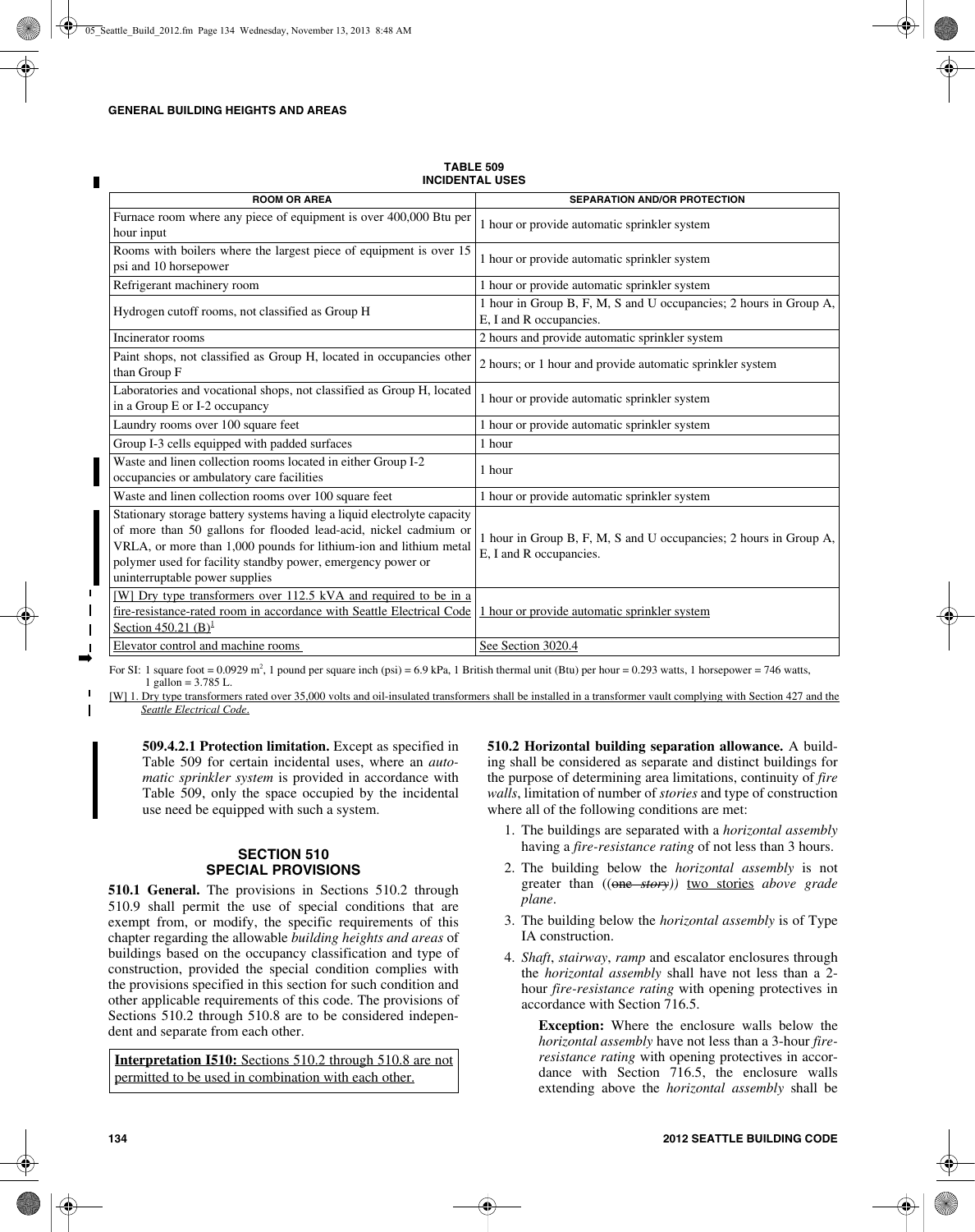**TABLE 509**
**INCIDENTAL USES**

| ROOM OR AREA | SEPARATION AND/OR PROTECTION |
|---|---|
| Furnace room where any piece of equipment is over 400,000 Btu per hour input | 1 hour or provide automatic sprinkler system |
| Rooms with boilers where the largest piece of equipment is over 15 psi and 10 horsepower | 1 hour or provide automatic sprinkler system |
| Refrigerant machinery room | 1 hour or provide automatic sprinkler system |
| Hydrogen cutoff rooms, not classified as Group H | 1 hour in Group B, F, M, S and U occupancies; 2 hours in Group A, E, I and R occupancies. |
| Incinerator rooms | 2 hours and provide automatic sprinkler system |
| Paint shops, not classified as Group H, located in occupancies other than Group F | 2 hours; or 1 hour and provide automatic sprinkler system |
| Laboratories and vocational shops, not classified as Group H, located in a Group E or I-2 occupancy | 1 hour or provide automatic sprinkler system |
| Laundry rooms over 100 square feet | 1 hour or provide automatic sprinkler system |
| Group I-3 cells equipped with padded surfaces | 1 hour |
| Waste and linen collection rooms located in either Group I-2 occupancies or ambulatory care facilities | 1 hour |
| Waste and linen collection rooms over 100 square feet | 1 hour or provide automatic sprinkler system |
| Stationary storage battery systems having a liquid electrolyte capacity of more than 50 gallons for flooded lead-acid, nickel cadmium or VRLA, or more than 1,000 pounds for lithium-ion and lithium metal polymer used for facility standby power, emergency power or uninterrupted power supplies | 1 hour in Group B, F, M, S and U occupancies; 2 hours in Group A, E, I and R occupancies. |
| [W] Dry type transformers over 112.5 kVA and required to be in a fire-resistance-rated room in accordance with Seattle Electrical Code Section 450.21 (B)[1] | 1 hour or provide automatic sprinkler system |
| Elevator control and machine rooms | See Section 3020.4 |

For SI: 1 square foot = 0.0929 $m^2$, 1 pound per square inch (psi) = 6.9 kPa, 1 British thermal unit (Btu) per hour = 0.293 watts, 1 horsepower = 746 watts, 1 gallon = 3.785 L.

[W] 1. Dry type transformers rated over 35,000 volts and oil-insulated transformers shall be installed in a transformer vault complying with Section 427 and the *Seattle Electrical Code*.

**509.4.2.1 Protection limitation.** Except as specified in Table 509 for certain incidental uses, where an *automatic sprinkler system* is provided in accordance with Table 509, only the space occupied by the incidental use need be equipped with such a system.

## SECTION 510
## SPECIAL PROVISIONS

**510.1 General.** The provisions in Sections 510.2 through 510.9 shall permit the use of special conditions that are exempt from, or modify, the specific requirements of this chapter regarding the allowable *building heights and areas* of buildings based on the occupancy classification and type of construction, provided the special condition complies with the provisions specified in this section for such condition and other applicable requirements of this code. The provisions of Sections 510.2 through 510.8 are to be considered independent and separate from each other.

**Interpretation I510:** Sections 510.2 through 510.8 are not permitted to be used in combination with each other.

**510.2 Horizontal building separation allowance.** A building shall be considered as separate and distinct buildings for the purpose of determining area limitations, continuity of *fire walls*, limitation of number of *stories* and type of construction where all of the following conditions are met:

1. The buildings are separated with a *horizontal assembly* having a *fire-resistance rating* of not less than 3 hours.
2. The building below the *horizontal assembly* is not greater than ((~~one~~ ~~*story*~~)) two stories *above grade plane*.
3. The building below the *horizontal assembly* is of Type IA construction.
4. *Shaft*, *stairway*, *ramp* and escalator enclosures through the *horizontal assembly* shall have not less than a 2-hour *fire-resistance rating* with opening protectives in accordance with Section 716.5.

   **Exception:** Where the enclosure walls below the *horizontal assembly* have not less than a 3-hour *fire-resistance rating* with opening protectives in accordance with Section 716.5, the enclosure walls extending above the *horizontal assembly* shall be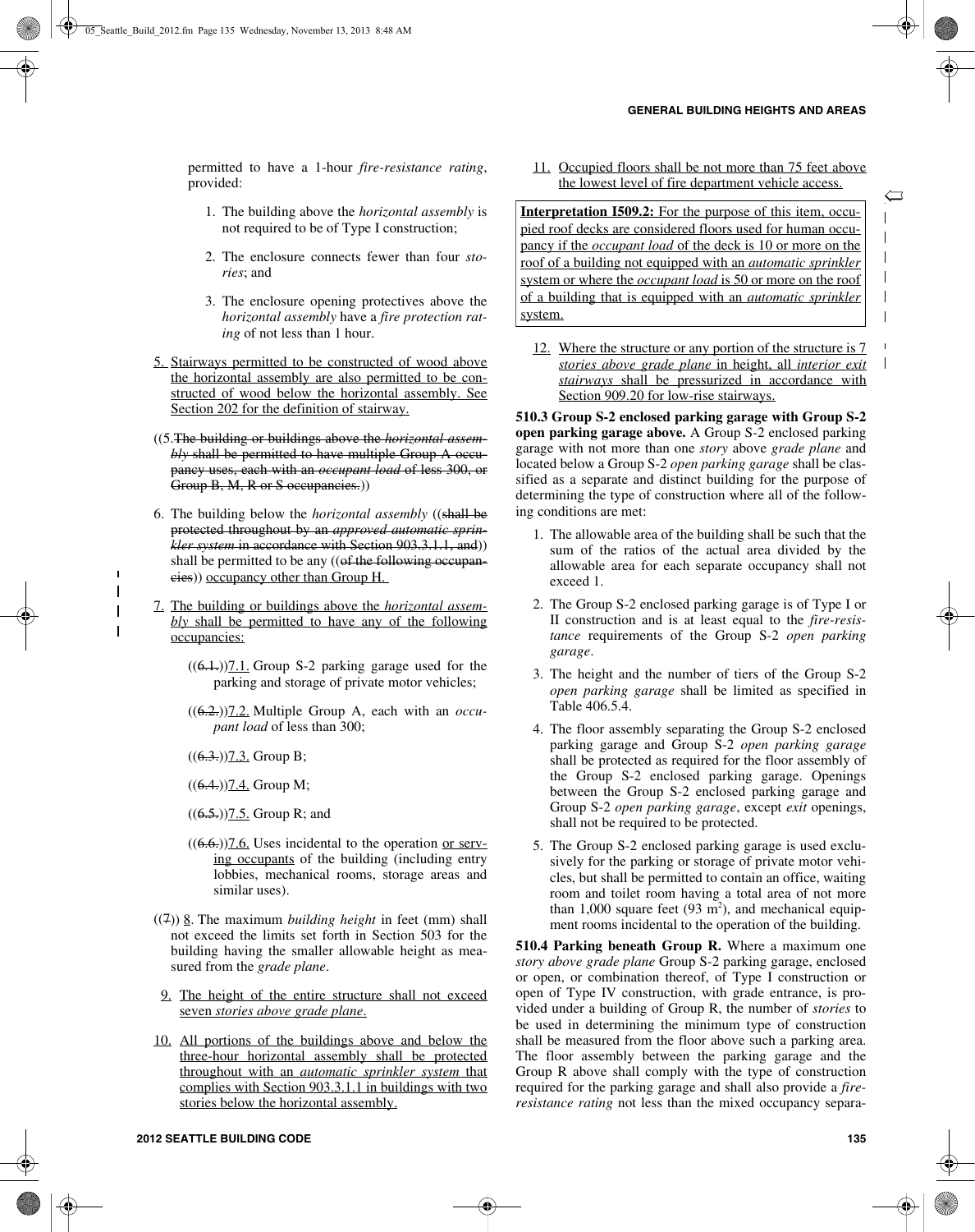permitted to have a 1-hour *fire-resistance rating*, provided:

1. The building above the *horizontal assembly* is not required to be of Type I construction;
2. The enclosure connects fewer than four *stories*; and
3. The enclosure opening protectives above the *horizontal assembly* have a *fire protection rating* of not less than 1 hour.

5. Stairways permitted to be constructed of wood above the horizontal assembly are also permitted to be constructed of wood below the horizontal assembly. See Section 202 for the definition of stairway.

((5.~~The building or buildings above the *horizontal assembly* shall be permitted to have multiple Group A occupancy uses, each with an *occupant load* of less 300, or Group B, M, R or S occupancies.~~))

6. The building below the *horizontal assembly* ((~~shall be protected throughout by an *approved automatic sprinkler system* in accordance with Section 903.3.1.1, and~~)) shall be permitted to be any ((~~of the following occupancies~~)) occupancy other than Group H.

7. The building or buildings above the *horizontal assembly* shall be permitted to have any of the following occupancies:

   ((~~6.1.~~))7.1. Group S-2 parking garage used for the parking and storage of private motor vehicles;

   ((~~6.2.~~))7.2. Multiple Group A, each with an *occupant load* of less than 300;

   ((~~6.3.~~))7.3. Group B;

   ((~~6.4.~~))7.4. Group M;

   ((~~6.5.~~))7.5. Group R; and

   ((~~6.6.~~))7.6. Uses incidental to the operation or serving occupants of the building (including entry lobbies, mechanical rooms, storage areas and similar uses).

((~~7~~)) 8. The maximum *building height* in feet (mm) shall not exceed the limits set forth in Section 503 for the building having the smaller allowable height as measured from the *grade plane*.

9. The height of the entire structure shall not exceed seven *stories above grade plane*.

10. All portions of the buildings above and below the three-hour horizontal assembly shall be protected throughout with an *automatic sprinkler system* that complies with Section 903.3.1.1 in buildings with two stories below the horizontal assembly.

11. Occupied floors shall be not more than 75 feet above the lowest level of fire department vehicle access.

**Interpretation I509.2:** For the purpose of this item, occupied roof decks are considered floors used for human occupancy if the *occupant load* of the deck is 10 or more on the roof of a building not equipped with an *automatic sprinkler* system or where the *occupant load* is 50 or more on the roof of a building that is equipped with an *automatic sprinkler* system.

12. Where the structure or any portion of the structure is 7 *stories above grade plane* in height, all *interior exit stairways* shall be pressurized in accordance with Section 909.20 for low-rise stairways.

**510.3 Group S-2 enclosed parking garage with Group S-2 open parking garage above.** A Group S-2 enclosed parking garage with not more than one *story* above *grade plane* and located below a Group S-2 *open parking garage* shall be classified as a separate and distinct building for the purpose of determining the type of construction where all of the following conditions are met:

1. The allowable area of the building shall be such that the sum of the ratios of the actual area divided by the allowable area for each separate occupancy shall not exceed 1.
2. The Group S-2 enclosed parking garage is of Type I or II construction and is at least equal to the *fire-resistance* requirements of the Group S-2 *open parking garage*.
3. The height and the number of tiers of the Group S-2 *open parking garage* shall be limited as specified in Table 406.5.4.
4. The floor assembly separating the Group S-2 enclosed parking garage and Group S-2 *open parking garage* shall be protected as required for the floor assembly of the Group S-2 enclosed parking garage. Openings between the Group S-2 enclosed parking garage and Group S-2 *open parking garage*, except *exit* openings, shall not be required to be protected.
5. The Group S-2 enclosed parking garage is used exclusively for the parking or storage of private motor vehicles, but shall be permitted to contain an office, waiting room and toilet room having a total area of not more than 1,000 square feet (93 $m^2$), and mechanical equipment rooms incidental to the operation of the building.

**510.4 Parking beneath Group R.** Where a maximum one *story above grade plane* Group S-2 parking garage, enclosed or open, or combination thereof, of Type I construction or open of Type IV construction, with grade entrance, is provided under a building of Group R, the number of *stories* to be used in determining the minimum type of construction shall be measured from the floor above such a parking area. The floor assembly between the parking garage and the Group R above shall comply with the type of construction required for the parking garage and shall also provide a *fire-resistance rating* not less than the mixed occupancy separa-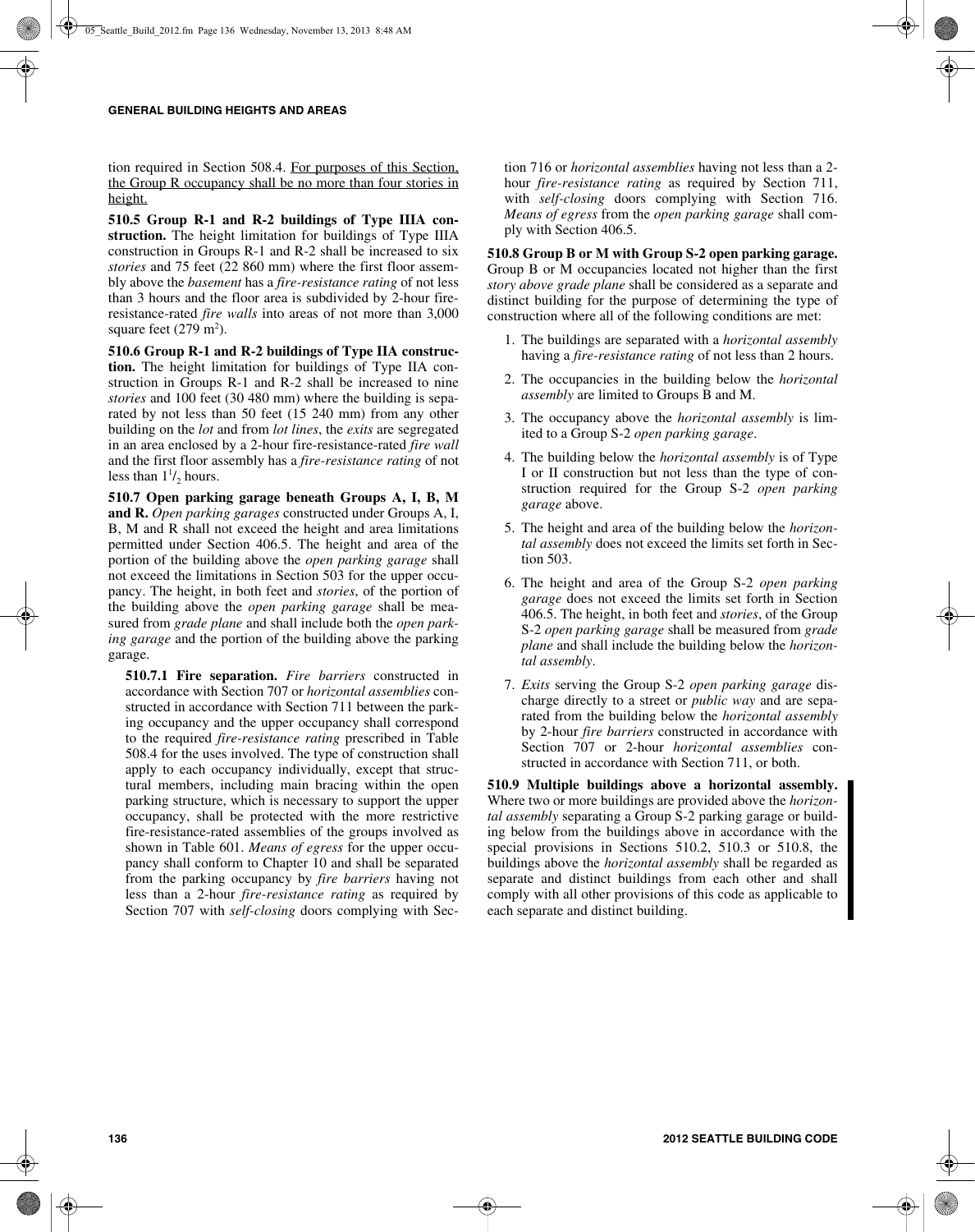tion required in Section 508.4. For purposes of this Section, the Group R occupancy shall be no more than four stories in height.

**510.5 Group R-1 and R-2 buildings of Type IIIA construction.** The height limitation for buildings of Type IIIA construction in Groups R-1 and R-2 shall be increased to six *stories* and 75 feet (22 860 mm) where the first floor assembly above the *basement* has a *fire-resistance rating* of not less than 3 hours and the floor area is subdivided by 2-hour fire-resistance-rated *fire walls* into areas of not more than 3,000 square feet (279 $m^2$).

**510.6 Group R-1 and R-2 buildings of Type IIA construction.** The height limitation for buildings of Type IIA construction in Groups R-1 and R-2 shall be increased to nine *stories* and 100 feet (30 480 mm) where the building is separated by not less than 50 feet (15 240 mm) from any other building on the *lot* and from *lot lines*, the *exits* are segregated in an area enclosed by a 2-hour fire-resistance-rated *fire wall* and the first floor assembly has a *fire-resistance rating* of not less than $1^1/_2$ hours.

**510.7 Open parking garage beneath Groups A, I, B, M and R.** *Open parking garages* constructed under Groups A, I, B, M and R shall not exceed the height and area limitations permitted under Section 406.5. The height and area of the portion of the building above the *open parking garage* shall not exceed the limitations in Section 503 for the upper occupancy. The height, in both feet and *stories*, of the portion of the building above the *open parking garage* shall be measured from *grade plane* and shall include both the *open parking garage* and the portion of the building above the parking garage.

**510.7.1 Fire separation.** *Fire barriers* constructed in accordance with Section 707 or *horizontal assemblies* constructed in accordance with Section 711 between the parking occupancy and the upper occupancy shall correspond to the required *fire-resistance rating* prescribed in Table 508.4 for the uses involved. The type of construction shall apply to each occupancy individually, except that structural members, including main bracing within the open parking structure, which is necessary to support the upper occupancy, shall be protected with the more restrictive fire-resistance-rated assemblies of the groups involved as shown in Table 601. *Means of egress* for the upper occupancy shall conform to Chapter 10 and shall be separated from the parking occupancy by *fire barriers* having not less than a 2-hour *fire-resistance rating* as required by Section 707 with *self-closing* doors complying with Section 716 or *horizontal assemblies* having not less than a 2-hour *fire-resistance rating* as required by Section 711, with *self-closing* doors complying with Section 716. *Means of egress* from the *open parking garage* shall comply with Section 406.5.

**510.8 Group B or M with Group S-2 open parking garage.** Group B or M occupancies located not higher than the first *story above grade plane* shall be considered as a separate and distinct building for the purpose of determining the type of construction where all of the following conditions are met:

1. The buildings are separated with a *horizontal assembly* having a *fire-resistance rating* of not less than 2 hours.
2. The occupancies in the building below the *horizontal assembly* are limited to Groups B and M.
3. The occupancy above the *horizontal assembly* is limited to a Group S-2 *open parking garage*.
4. The building below the *horizontal assembly* is of Type I or II construction but not less than the type of construction required for the Group S-2 *open parking garage* above.
5. The height and area of the building below the *horizontal assembly* does not exceed the limits set forth in Section 503.
6. The height and area of the Group S-2 *open parking garage* does not exceed the limits set forth in Section 406.5. The height, in both feet and *stories*, of the Group S-2 *open parking garage* shall be measured from *grade plane* and shall include the building below the *horizontal assembly*.
7. *Exits* serving the Group S-2 *open parking garage* discharge directly to a street or *public way* and are separated from the building below the *horizontal assembly* by 2-hour *fire barriers* constructed in accordance with Section 707 or 2-hour *horizontal assemblies* constructed in accordance with Section 711, or both.

**510.9 Multiple buildings above a horizontal assembly.** Where two or more buildings are provided above the *horizontal assembly* separating a Group S-2 parking garage or building below from the buildings above in accordance with the special provisions in Sections 510.2, 510.3 or 510.8, the buildings above the *horizontal assembly* shall be regarded as separate and distinct buildings from each other and shall comply with all other provisions of this code as applicable to each separate and distinct building.